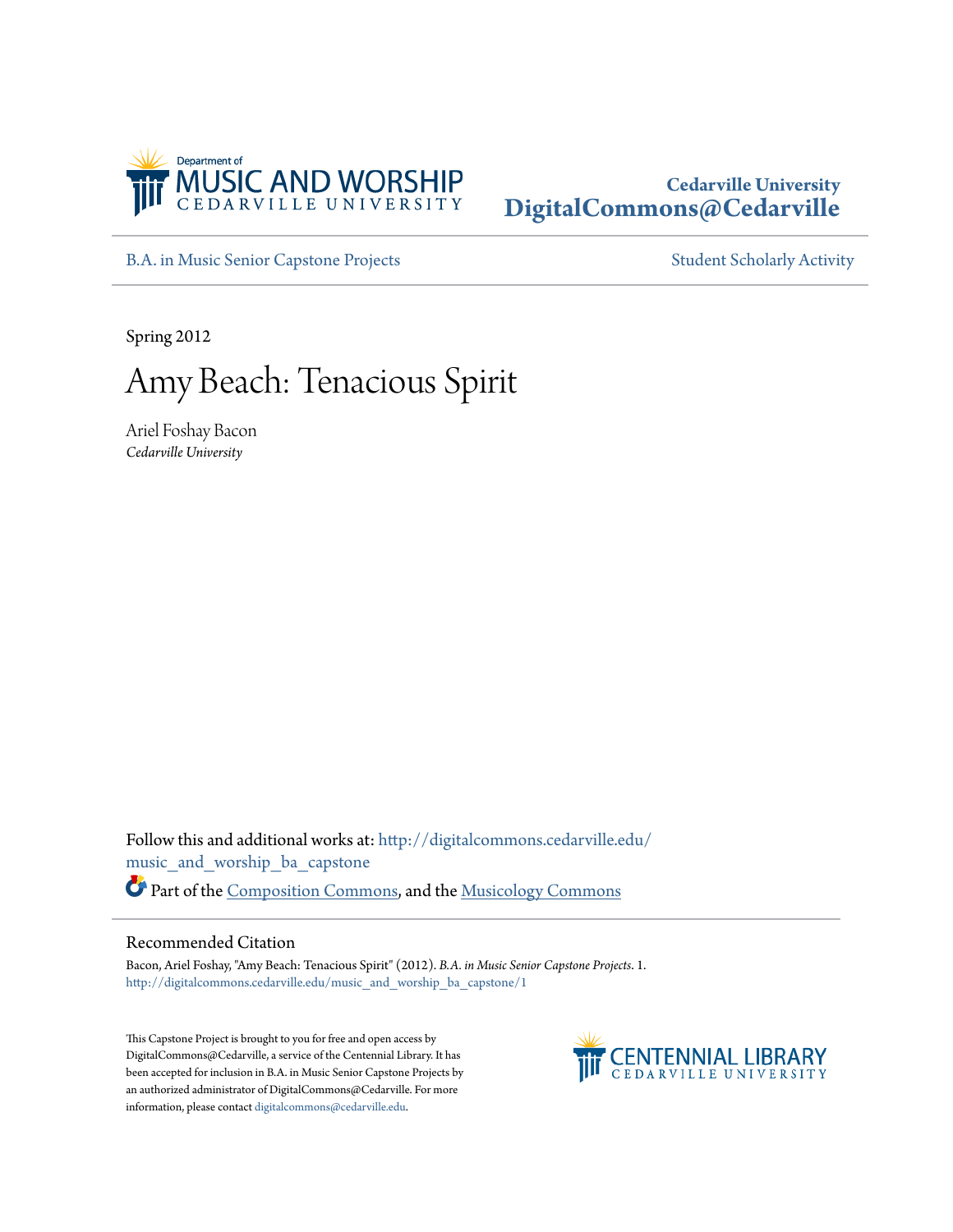Department of
MUSIC AND WORSHIP
CEDARVILLE UNIVERSITY

**Cedarville University**
**DigitalCommons@Cedarville**

B.A. in Music Senior Capstone Projects

Student Scholarly Activity

Spring 2012

# Amy Beach: Tenacious Spirit

Ariel Foshay Bacon
*Cedarville University*

Follow this and additional works at: http://digitalcommons.cedarville.edu/music_and_worship_ba_capstone

Part of the Composition Commons, and the Musicology Commons

## Recommended Citation

Bacon, Ariel Foshay, "Amy Beach: Tenacious Spirit" (2012). *B.A. in Music Senior Capstone Projects*. 1.
http://digitalcommons.cedarville.edu/music_and_worship_ba_capstone/1

This Capstone Project is brought to you for free and open access by DigitalCommons@Cedarville, a service of the Centennial Library. It has been accepted for inclusion in B.A. in Music Senior Capstone Projects by an authorized administrator of DigitalCommons@Cedarville. For more information, please contact digitalcommons@cedarville.edu.

CENTENNIAL LIBRARY
CEDARVILLE UNIVERSITY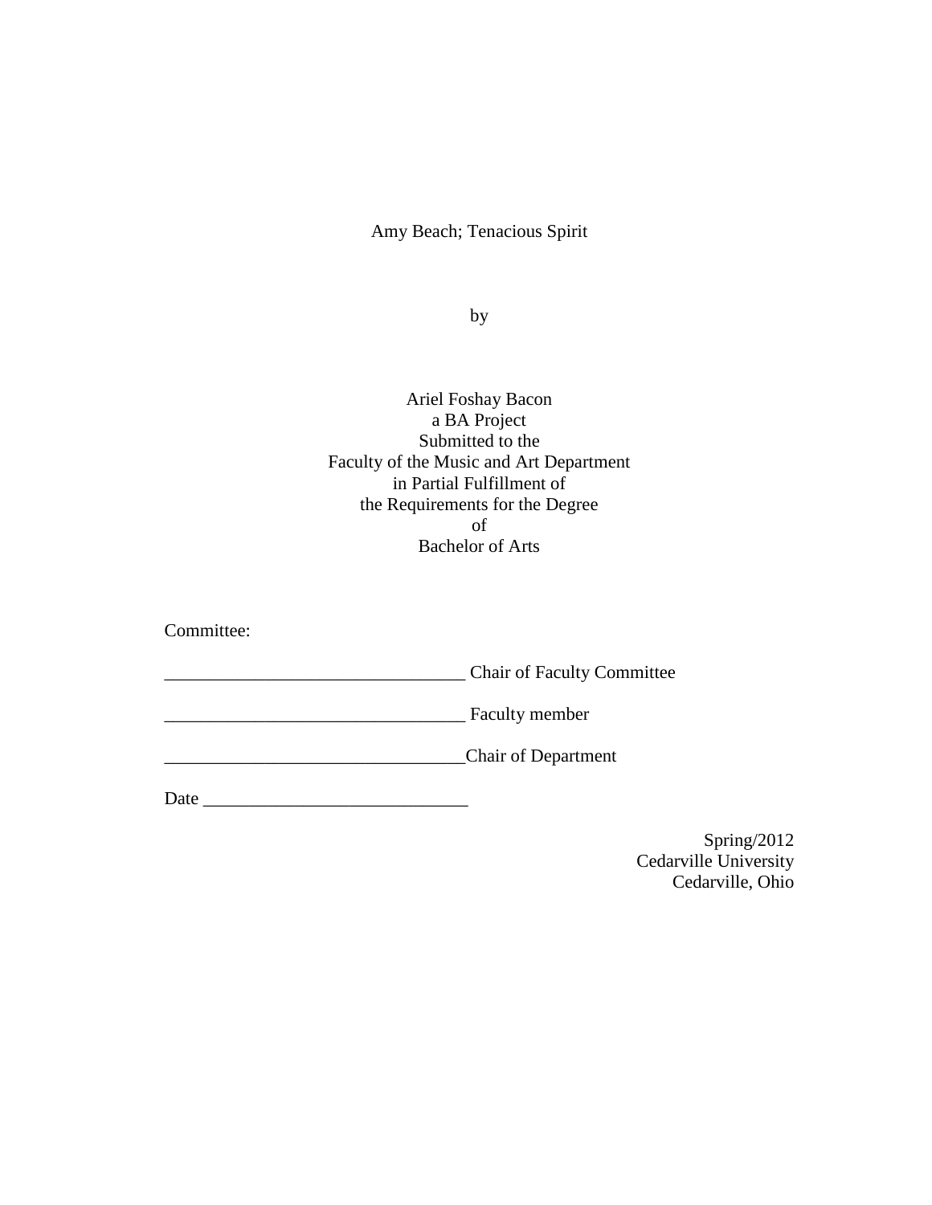Amy Beach; Tenacious Spirit

by

Ariel Foshay Bacon
a BA Project
Submitted to the
Faculty of the Music and Art Department
in Partial Fulfillment of
the Requirements for the Degree
of
Bachelor of Arts

Committee:

_________________________________ Chair of Faculty Committee

_________________________________ Faculty member

_________________________________Chair of Department

Date _____________________________

Spring/2012
Cedarville University
Cedarville, Ohio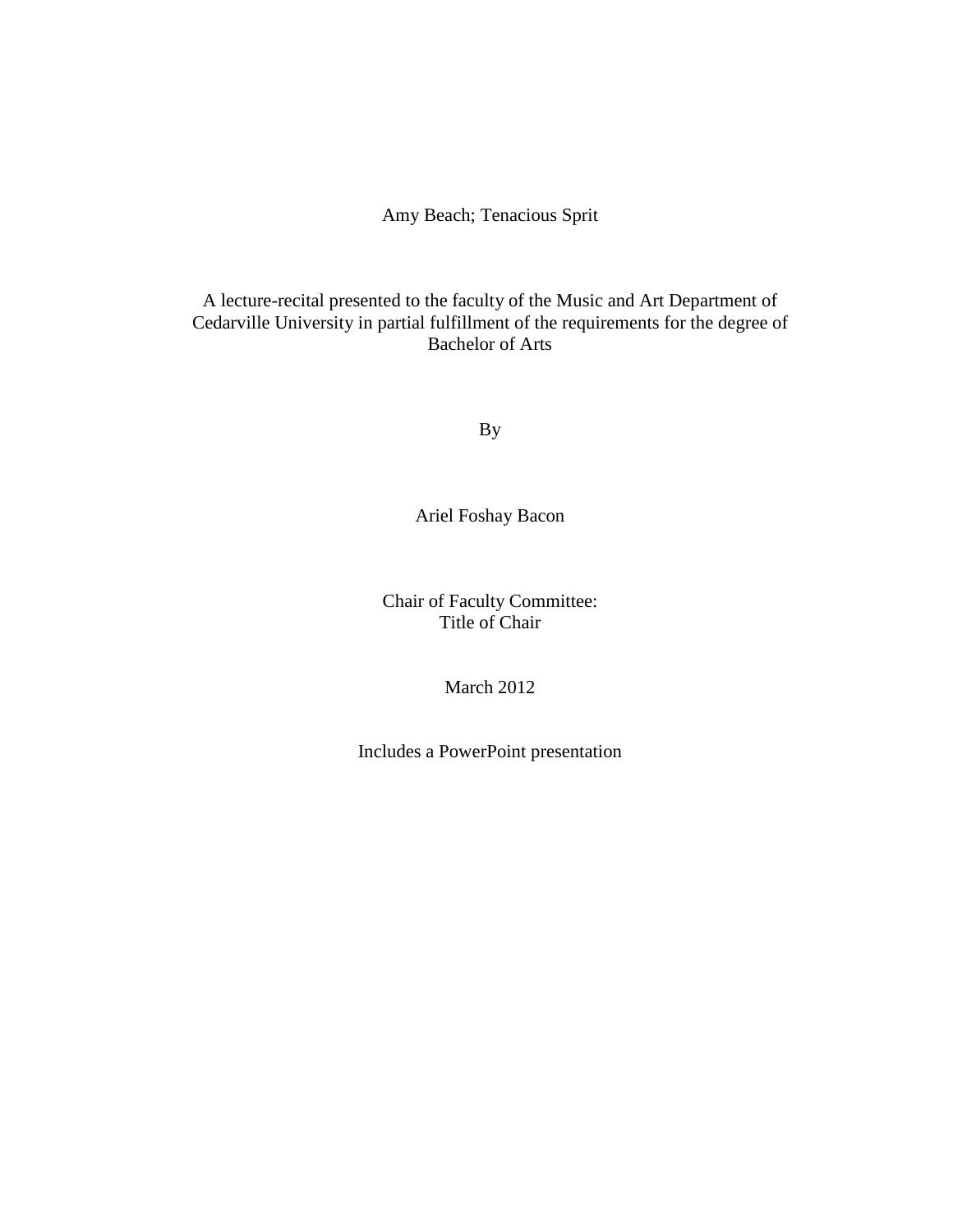# Amy Beach; Tenacious Sprit

A lecture-recital presented to the faculty of the Music and Art Department of Cedarville University in partial fulfillment of the requirements for the degree of Bachelor of Arts

By

Ariel Foshay Bacon

Chair of Faculty Committee:
Title of Chair

March 2012

Includes a PowerPoint presentation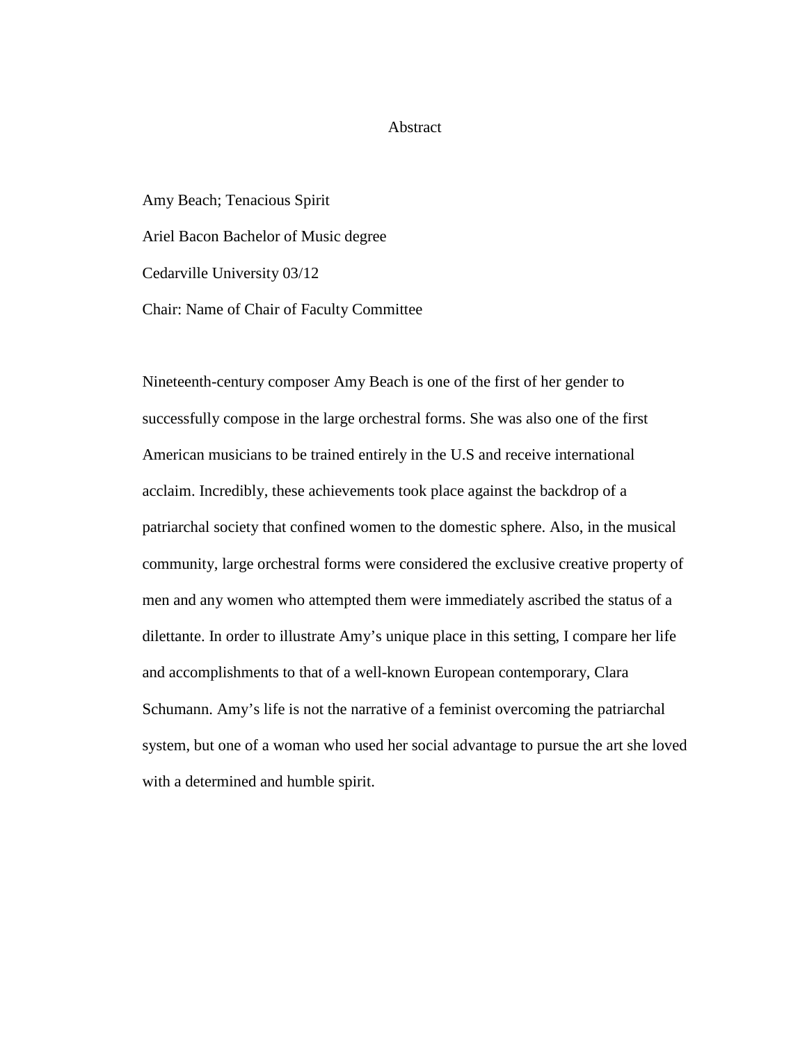# Abstract

Amy Beach; Tenacious Spirit

Ariel Bacon Bachelor of Music degree

Cedarville University 03/12

Chair: Name of Chair of Faculty Committee

Nineteenth-century composer Amy Beach is one of the first of her gender to successfully compose in the large orchestral forms. She was also one of the first American musicians to be trained entirely in the U.S and receive international acclaim. Incredibly, these achievements took place against the backdrop of a patriarchal society that confined women to the domestic sphere. Also, in the musical community, large orchestral forms were considered the exclusive creative property of men and any women who attempted them were immediately ascribed the status of a dilettante. In order to illustrate Amy's unique place in this setting, I compare her life and accomplishments to that of a well-known European contemporary, Clara Schumann. Amy's life is not the narrative of a feminist overcoming the patriarchal system, but one of a woman who used her social advantage to pursue the art she loved with a determined and humble spirit.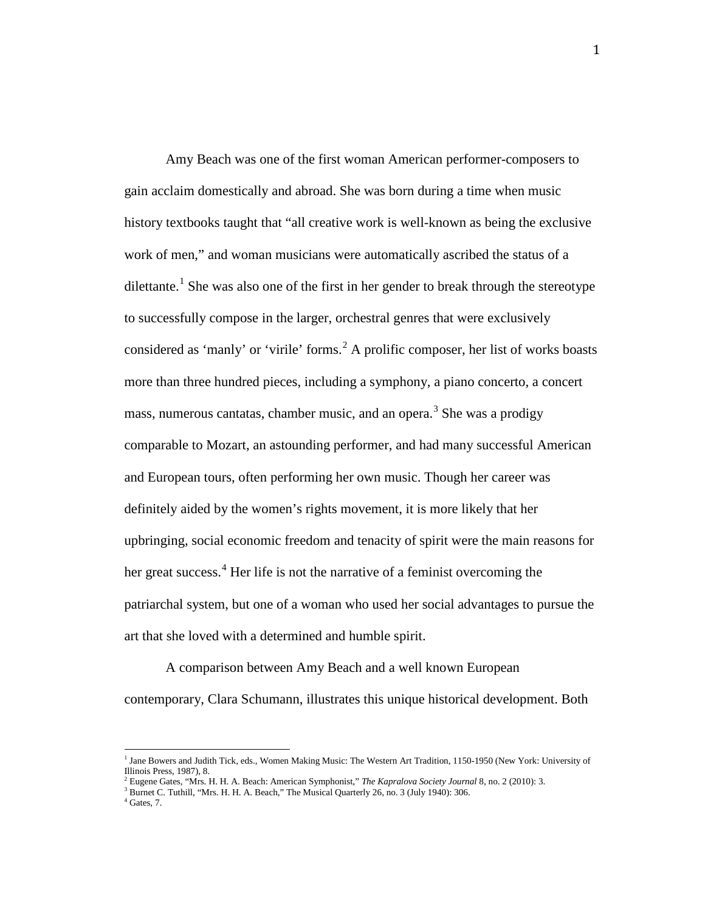Amy Beach was one of the first woman American performer-composers to gain acclaim domestically and abroad. She was born during a time when music history textbooks taught that "all creative work is well-known as being the exclusive work of men," and woman musicians were automatically ascribed the status of a dilettante.[1] She was also one of the first in her gender to break through the stereotype to successfully compose in the larger, orchestral genres that were exclusively considered as 'manly' or 'virile' forms.[2] A prolific composer, her list of works boasts more than three hundred pieces, including a symphony, a piano concerto, a concert mass, numerous cantatas, chamber music, and an opera.[3] She was a prodigy comparable to Mozart, an astounding performer, and had many successful American and European tours, often performing her own music. Though her career was definitely aided by the women's rights movement, it is more likely that her upbringing, social economic freedom and tenacity of spirit were the main reasons for her great success.[4] Her life is not the narrative of a feminist overcoming the patriarchal system, but one of a woman who used her social advantages to pursue the art that she loved with a determined and humble spirit.

A comparison between Amy Beach and a well known European contemporary, Clara Schumann, illustrates this unique historical development. Both

---

[1] Jane Bowers and Judith Tick, eds., Women Making Music: The Western Art Tradition, 1150-1950 (New York: University of Illinois Press, 1987), 8.

[2] Eugene Gates, "Mrs. H. H. A. Beach: American Symphonist," *The Kapralova Society Journal* 8, no. 2 (2010): 3.

[3] Burnet C. Tuthill, "Mrs. H. H. A. Beach," The Musical Quarterly 26, no. 3 (July 1940): 306.

[4] Gates, 7.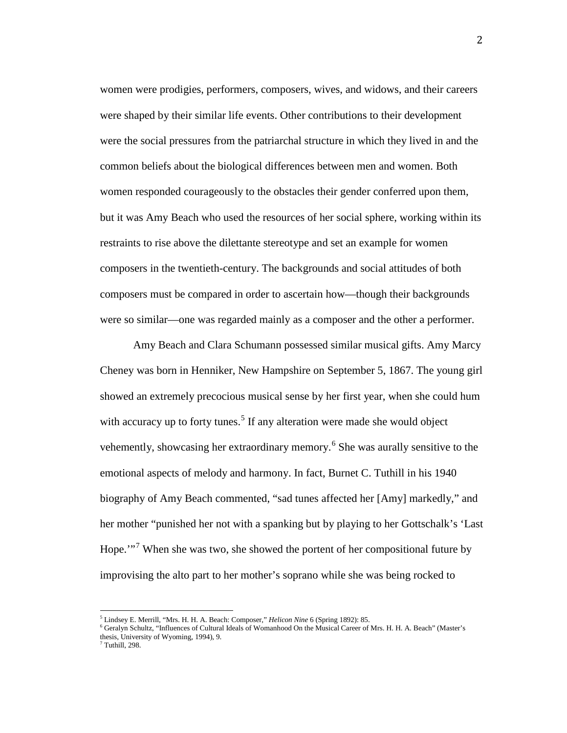women were prodigies, performers, composers, wives, and widows, and their careers were shaped by their similar life events. Other contributions to their development were the social pressures from the patriarchal structure in which they lived in and the common beliefs about the biological differences between men and women. Both women responded courageously to the obstacles their gender conferred upon them, but it was Amy Beach who used the resources of her social sphere, working within its restraints to rise above the dilettante stereotype and set an example for women composers in the twentieth-century. The backgrounds and social attitudes of both composers must be compared in order to ascertain how—though their backgrounds were so similar—one was regarded mainly as a composer and the other a performer.

Amy Beach and Clara Schumann possessed similar musical gifts. Amy Marcy Cheney was born in Henniker, New Hampshire on September 5, 1867. The young girl showed an extremely precocious musical sense by her first year, when she could hum with accuracy up to forty tunes.[5] If any alteration were made she would object vehemently, showcasing her extraordinary memory.[6] She was aurally sensitive to the emotional aspects of melody and harmony. In fact, Burnet C. Tuthill in his 1940 biography of Amy Beach commented, "sad tunes affected her [Amy] markedly," and her mother "punished her not with a spanking but by playing to her Gottschalk's 'Last Hope.'"[7] When she was two, she showed the portent of her compositional future by improvising the alto part to her mother's soprano while she was being rocked to

---

[5] Lindsey E. Merrill, "Mrs. H. H. A. Beach: Composer," *Helicon Nine* 6 (Spring 1892): 85.

[6] Geralyn Schultz, "Influences of Cultural Ideals of Womanhood On the Musical Career of Mrs. H. H. A. Beach" (Master's thesis, University of Wyoming, 1994), 9.

[7] Tuthill, 298.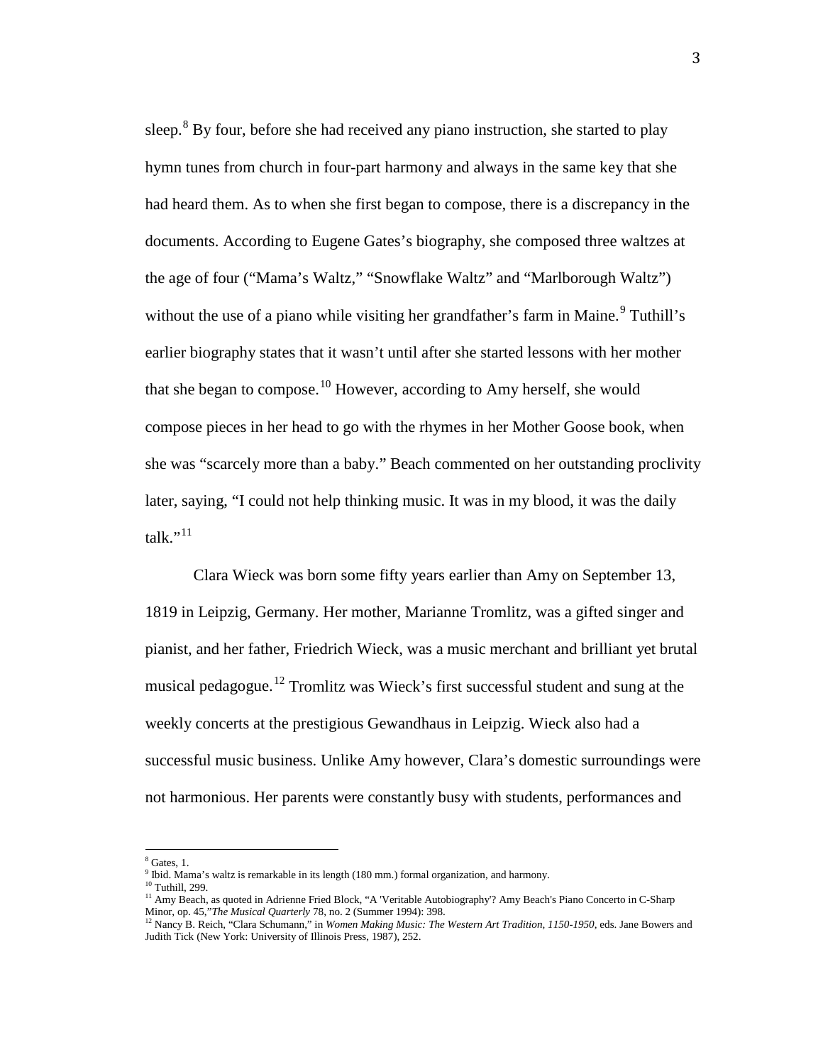sleep.[8] By four, before she had received any piano instruction, she started to play hymn tunes from church in four-part harmony and always in the same key that she had heard them. As to when she first began to compose, there is a discrepancy in the documents. According to Eugene Gates's biography, she composed three waltzes at the age of four ("Mama's Waltz," "Snowflake Waltz" and "Marlborough Waltz") without the use of a piano while visiting her grandfather's farm in Maine.[9] Tuthill's earlier biography states that it wasn't until after she started lessons with her mother that she began to compose.[10] However, according to Amy herself, she would compose pieces in her head to go with the rhymes in her Mother Goose book, when she was "scarcely more than a baby." Beach commented on her outstanding proclivity later, saying, "I could not help thinking music. It was in my blood, it was the daily talk."[11]

Clara Wieck was born some fifty years earlier than Amy on September 13, 1819 in Leipzig, Germany. Her mother, Marianne Tromlitz, was a gifted singer and pianist, and her father, Friedrich Wieck, was a music merchant and brilliant yet brutal musical pedagogue.[12] Tromlitz was Wieck's first successful student and sung at the weekly concerts at the prestigious Gewandhaus in Leipzig. Wieck also had a successful music business. Unlike Amy however, Clara's domestic surroundings were not harmonious. Her parents were constantly busy with students, performances and

---

[8] Gates, 1.

[9] Ibid. Mama's waltz is remarkable in its length (180 mm.) formal organization, and harmony.

[10] Tuthill, 299.

[11] Amy Beach, as quoted in Adrienne Fried Block, "A 'Veritable Autobiography'? Amy Beach's Piano Concerto in C-Sharp Minor, op. 45,"*The Musical Quarterly* 78, no. 2 (Summer 1994): 398.

[12] Nancy B. Reich, "Clara Schumann," in *Women Making Music: The Western Art Tradition, 1150-1950*, eds. Jane Bowers and Judith Tick (New York: University of Illinois Press, 1987), 252.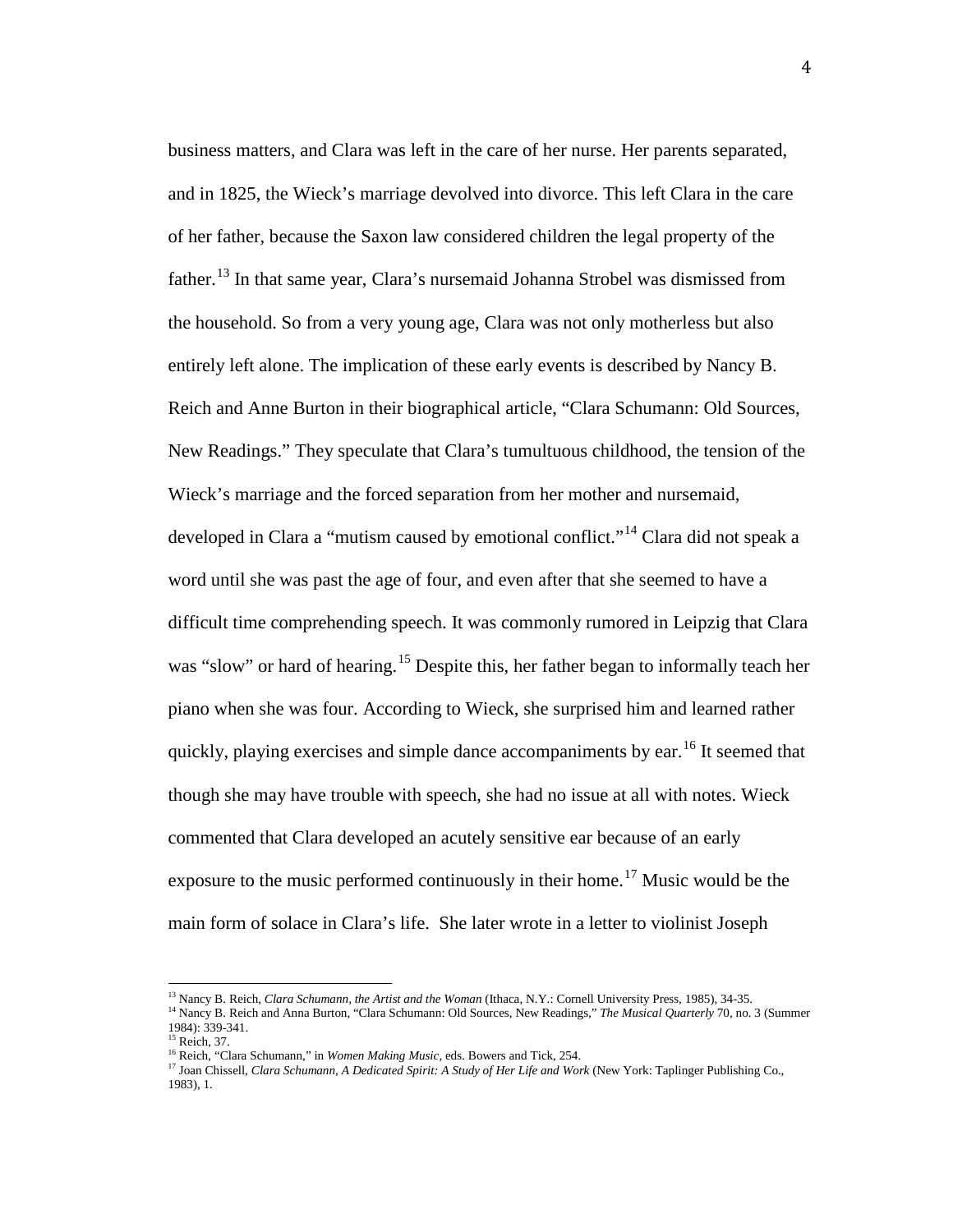business matters, and Clara was left in the care of her nurse. Her parents separated, and in 1825, the Wieck's marriage devolved into divorce. This left Clara in the care of her father, because the Saxon law considered children the legal property of the father.[13] In that same year, Clara's nursemaid Johanna Strobel was dismissed from the household. So from a very young age, Clara was not only motherless but also entirely left alone. The implication of these early events is described by Nancy B. Reich and Anne Burton in their biographical article, "Clara Schumann: Old Sources, New Readings." They speculate that Clara's tumultuous childhood, the tension of the Wieck's marriage and the forced separation from her mother and nursemaid, developed in Clara a "mutism caused by emotional conflict."[14] Clara did not speak a word until she was past the age of four, and even after that she seemed to have a difficult time comprehending speech. It was commonly rumored in Leipzig that Clara was "slow" or hard of hearing.[15] Despite this, her father began to informally teach her piano when she was four. According to Wieck, she surprised him and learned rather quickly, playing exercises and simple dance accompaniments by ear.[16] It seemed that though she may have trouble with speech, she had no issue at all with notes. Wieck commented that Clara developed an acutely sensitive ear because of an early exposure to the music performed continuously in their home.[17] Music would be the main form of solace in Clara's life. She later wrote in a letter to violinist Joseph

---

[13] Nancy B. Reich, *Clara Schumann, the Artist and the Woman* (Ithaca, N.Y.: Cornell University Press, 1985), 34-35.

[14] Nancy B. Reich and Anna Burton, "Clara Schumann: Old Sources, New Readings," *The Musical Quarterly* 70, no. 3 (Summer 1984): 339-341.

[15] Reich, 37.

[16] Reich, "Clara Schumann," in *Women Making Music*, eds. Bowers and Tick, 254.

[17] Joan Chissell, *Clara Schumann, A Dedicated Spirit: A Study of Her Life and Work* (New York: Taplinger Publishing Co., 1983), 1.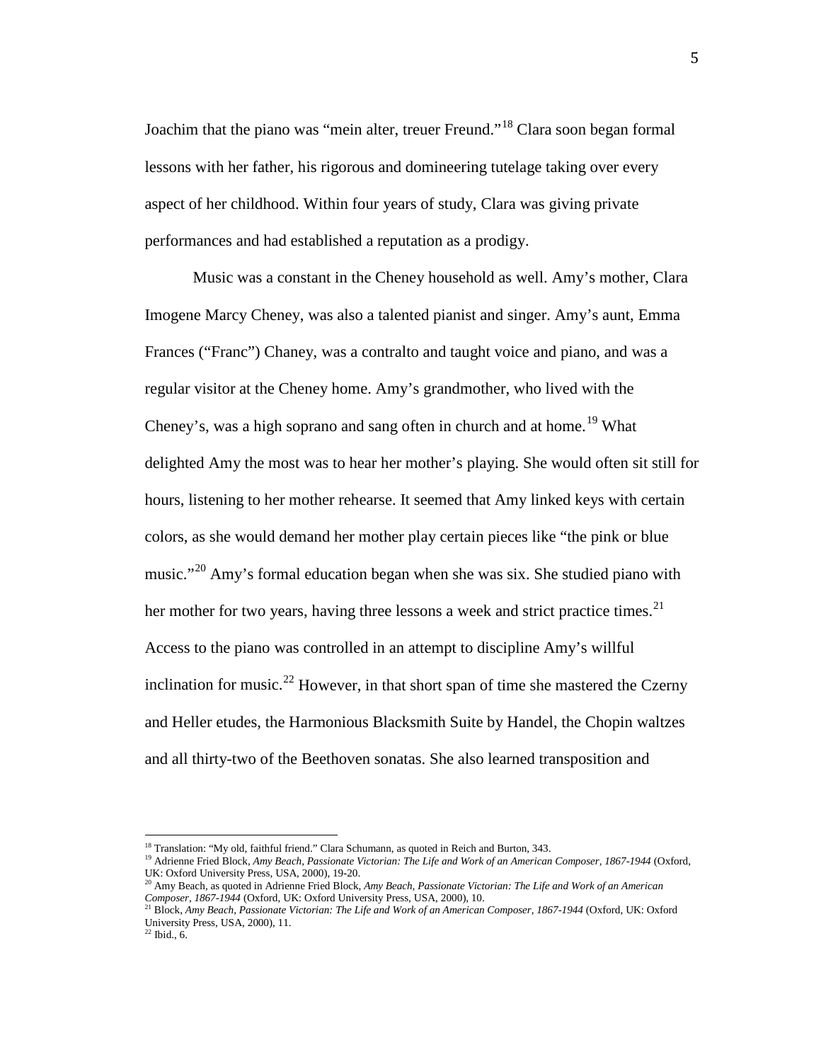Joachim that the piano was "mein alter, treuer Freund."[18] Clara soon began formal lessons with her father, his rigorous and domineering tutelage taking over every aspect of her childhood. Within four years of study, Clara was giving private performances and had established a reputation as a prodigy.

Music was a constant in the Cheney household as well. Amy's mother, Clara Imogene Marcy Cheney, was also a talented pianist and singer. Amy's aunt, Emma Frances ("Franc") Chaney, was a contralto and taught voice and piano, and was a regular visitor at the Cheney home. Amy's grandmother, who lived with the Cheney's, was a high soprano and sang often in church and at home.[19] What delighted Amy the most was to hear her mother's playing. She would often sit still for hours, listening to her mother rehearse. It seemed that Amy linked keys with certain colors, as she would demand her mother play certain pieces like "the pink or blue music."[20] Amy's formal education began when she was six. She studied piano with her mother for two years, having three lessons a week and strict practice times.[21] Access to the piano was controlled in an attempt to discipline Amy's willful inclination for music.[22] However, in that short span of time she mastered the Czerny and Heller etudes, the Harmonious Blacksmith Suite by Handel, the Chopin waltzes and all thirty-two of the Beethoven sonatas. She also learned transposition and

---

[18] Translation: "My old, faithful friend." Clara Schumann, as quoted in Reich and Burton, 343.

[19] Adrienne Fried Block, *Amy Beach, Passionate Victorian: The Life and Work of an American Composer, 1867-1944* (Oxford, UK: Oxford University Press, USA, 2000), 19-20.

[20] Amy Beach, as quoted in Adrienne Fried Block, *Amy Beach, Passionate Victorian: The Life and Work of an American Composer, 1867-1944* (Oxford, UK: Oxford University Press, USA, 2000), 10.

[21] Block, *Amy Beach, Passionate Victorian: The Life and Work of an American Composer, 1867-1944* (Oxford, UK: Oxford University Press, USA, 2000), 11.

[22] Ibid., 6.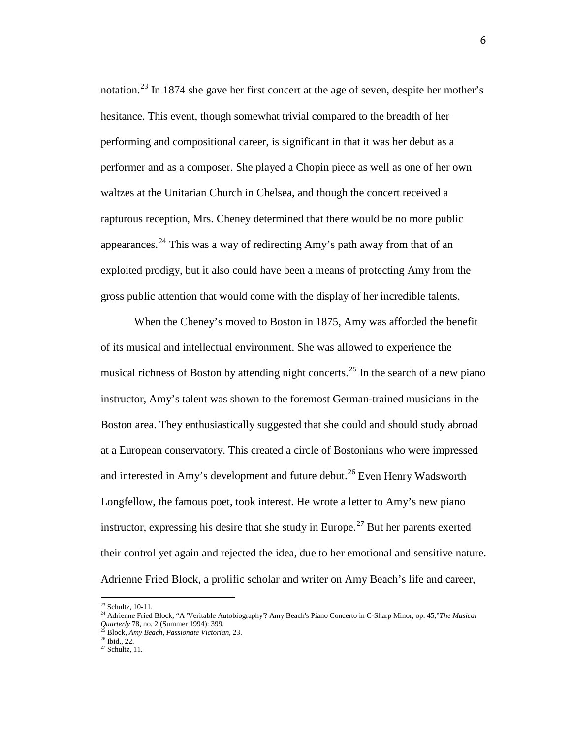notation.[23] In 1874 she gave her first concert at the age of seven, despite her mother's hesitance. This event, though somewhat trivial compared to the breadth of her performing and compositional career, is significant in that it was her debut as a performer and as a composer. She played a Chopin piece as well as one of her own waltzes at the Unitarian Church in Chelsea, and though the concert received a rapturous reception, Mrs. Cheney determined that there would be no more public appearances.[24] This was a way of redirecting Amy's path away from that of an exploited prodigy, but it also could have been a means of protecting Amy from the gross public attention that would come with the display of her incredible talents.

When the Cheney's moved to Boston in 1875, Amy was afforded the benefit of its musical and intellectual environment. She was allowed to experience the musical richness of Boston by attending night concerts.[25] In the search of a new piano instructor, Amy's talent was shown to the foremost German-trained musicians in the Boston area. They enthusiastically suggested that she could and should study abroad at a European conservatory. This created a circle of Bostonians who were impressed and interested in Amy's development and future debut.[26] Even Henry Wadsworth Longfellow, the famous poet, took interest. He wrote a letter to Amy's new piano instructor, expressing his desire that she study in Europe.[27] But her parents exerted their control yet again and rejected the idea, due to her emotional and sensitive nature. Adrienne Fried Block, a prolific scholar and writer on Amy Beach's life and career,

---

[23] Schultz, 10-11.

[24] Adrienne Fried Block, "A 'Veritable Autobiography'? Amy Beach's Piano Concerto in C-Sharp Minor, op. 45,"*The Musical Quarterly* 78, no. 2 (Summer 1994): 399.

[25] Block, *Amy Beach, Passionate Victorian*, 23.

[26] Ibid., 22.

[27] Schultz, 11.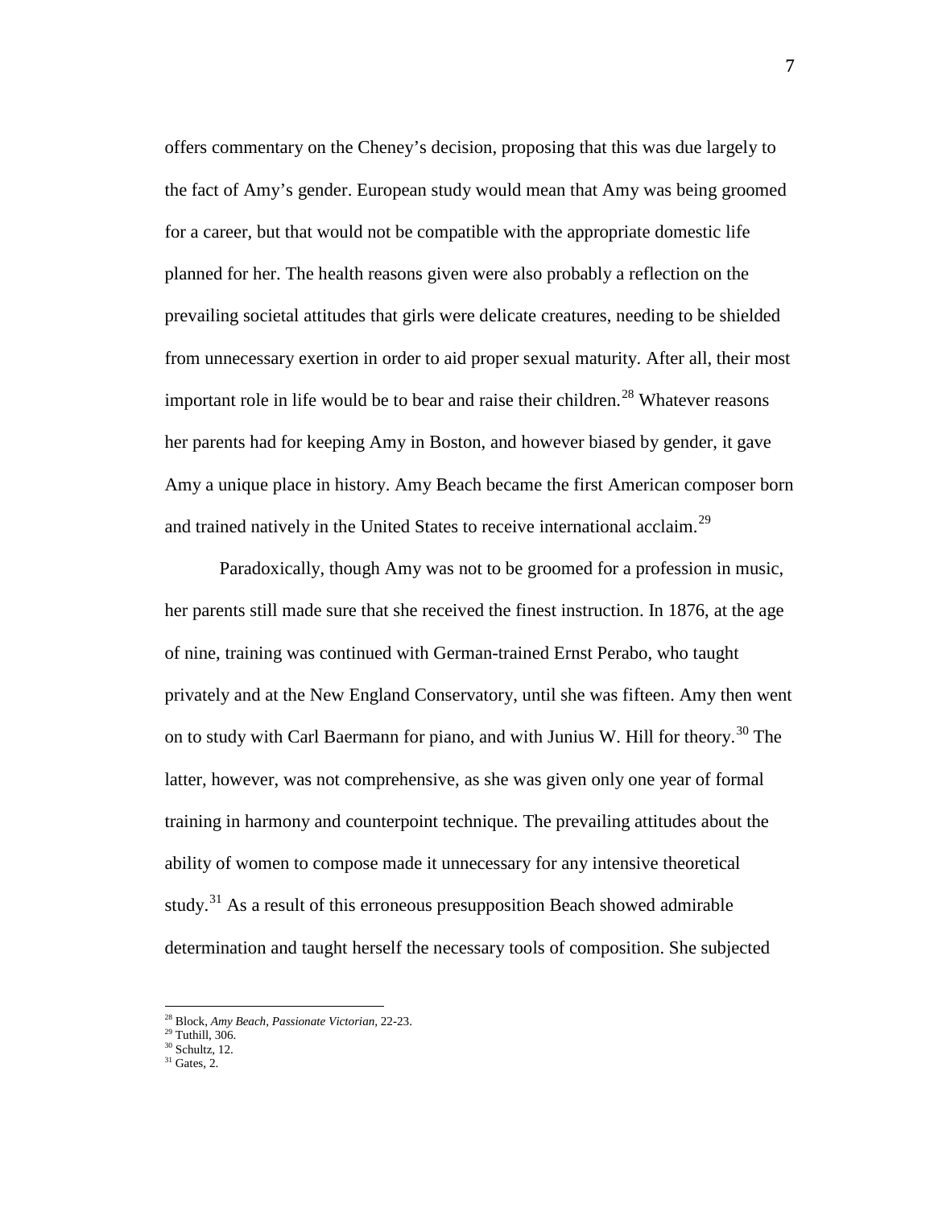offers commentary on the Cheney's decision, proposing that this was due largely to the fact of Amy's gender. European study would mean that Amy was being groomed for a career, but that would not be compatible with the appropriate domestic life planned for her. The health reasons given were also probably a reflection on the prevailing societal attitudes that girls were delicate creatures, needing to be shielded from unnecessary exertion in order to aid proper sexual maturity. After all, their most important role in life would be to bear and raise their children.[28] Whatever reasons her parents had for keeping Amy in Boston, and however biased by gender, it gave Amy a unique place in history. Amy Beach became the first American composer born and trained natively in the United States to receive international acclaim.[29]

Paradoxically, though Amy was not to be groomed for a profession in music, her parents still made sure that she received the finest instruction. In 1876, at the age of nine, training was continued with German-trained Ernst Perabo, who taught privately and at the New England Conservatory, until she was fifteen. Amy then went on to study with Carl Baermann for piano, and with Junius W. Hill for theory.[30] The latter, however, was not comprehensive, as she was given only one year of formal training in harmony and counterpoint technique. The prevailing attitudes about the ability of women to compose made it unnecessary for any intensive theoretical study.[31] As a result of this erroneous presupposition Beach showed admirable determination and taught herself the necessary tools of composition. She subjected

---

[28] Block, *Amy Beach, Passionate Victorian*, 22-23.
[29] Tuthill, 306.
[30] Schultz, 12.
[31] Gates, 2.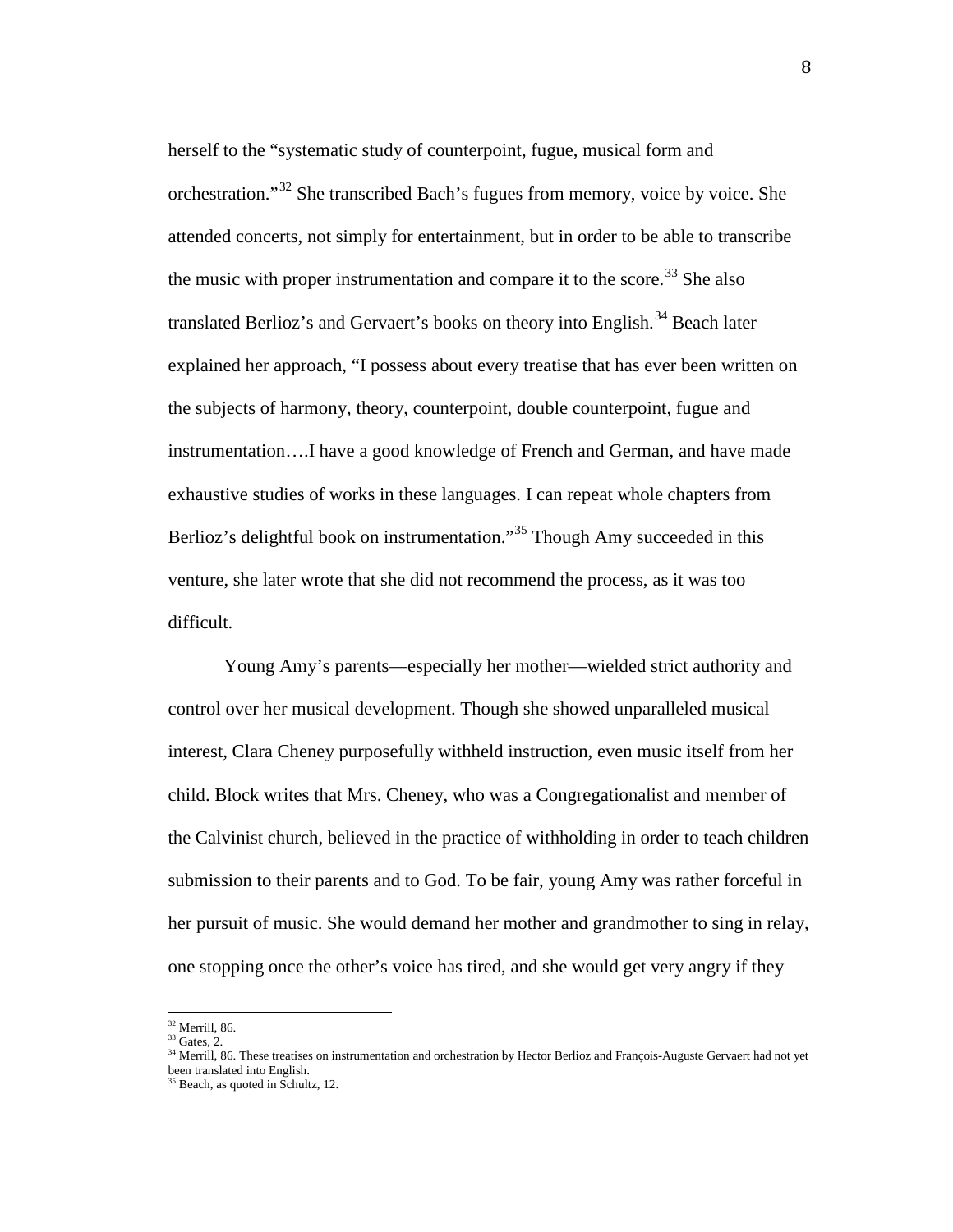herself to the "systematic study of counterpoint, fugue, musical form and orchestration."[32] She transcribed Bach's fugues from memory, voice by voice. She attended concerts, not simply for entertainment, but in order to be able to transcribe the music with proper instrumentation and compare it to the score.[33] She also translated Berlioz's and Gervaert's books on theory into English.[34] Beach later explained her approach, "I possess about every treatise that has ever been written on the subjects of harmony, theory, counterpoint, double counterpoint, fugue and instrumentation….I have a good knowledge of French and German, and have made exhaustive studies of works in these languages. I can repeat whole chapters from Berlioz's delightful book on instrumentation."[35] Though Amy succeeded in this venture, she later wrote that she did not recommend the process, as it was too difficult.

Young Amy's parents—especially her mother—wielded strict authority and control over her musical development. Though she showed unparalleled musical interest, Clara Cheney purposefully withheld instruction, even music itself from her child. Block writes that Mrs. Cheney, who was a Congregationalist and member of the Calvinist church, believed in the practice of withholding in order to teach children submission to their parents and to God. To be fair, young Amy was rather forceful in her pursuit of music. She would demand her mother and grandmother to sing in relay, one stopping once the other's voice has tired, and she would get very angry if they

---

[32] Merrill, 86.

[33] Gates, 2.

[34] Merrill, 86. These treatises on instrumentation and orchestration by Hector Berlioz and François-Auguste Gervaert had not yet been translated into English.

[35] Beach, as quoted in Schultz, 12.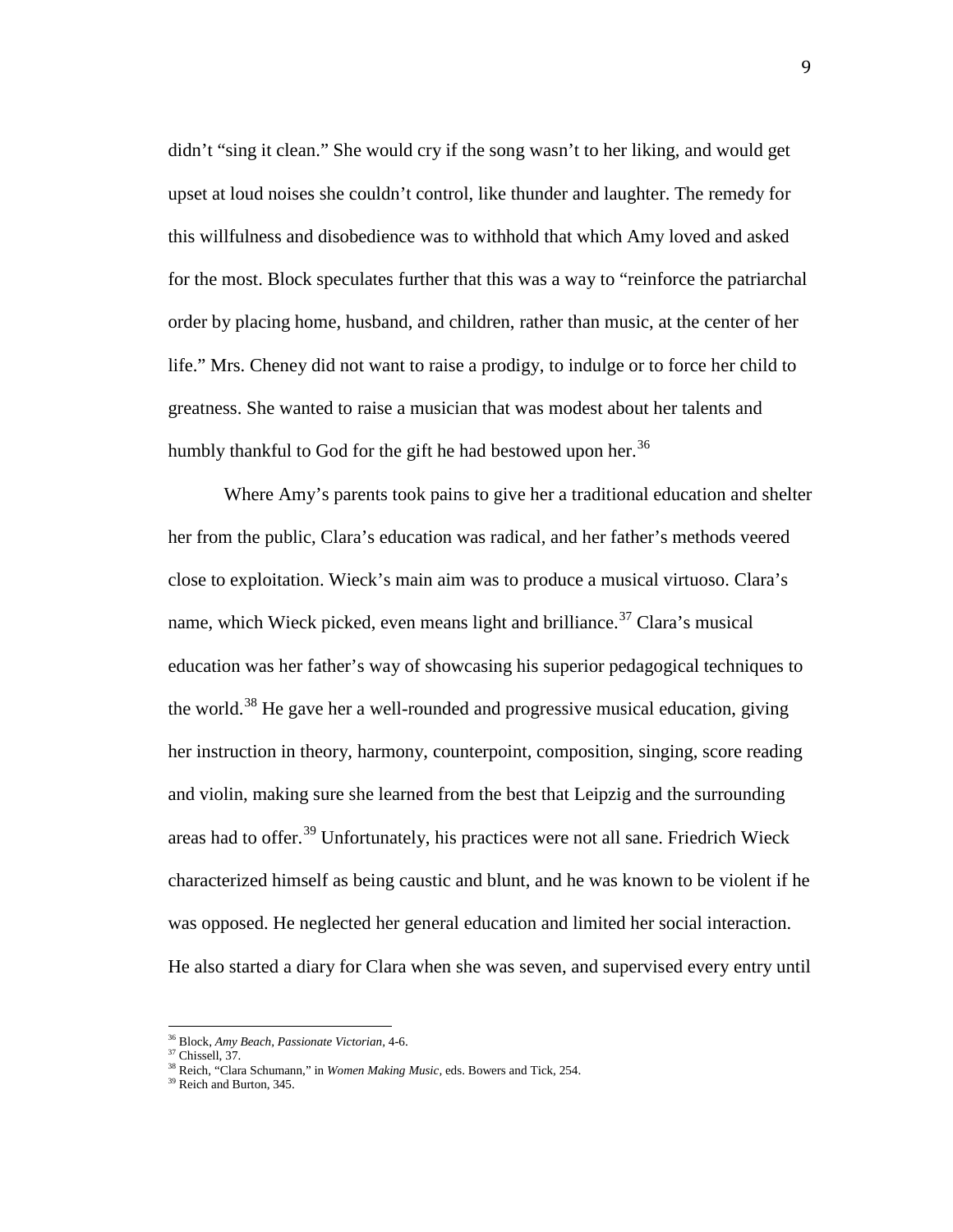didn't "sing it clean." She would cry if the song wasn't to her liking, and would get upset at loud noises she couldn't control, like thunder and laughter. The remedy for this willfulness and disobedience was to withhold that which Amy loved and asked for the most. Block speculates further that this was a way to "reinforce the patriarchal order by placing home, husband, and children, rather than music, at the center of her life." Mrs. Cheney did not want to raise a prodigy, to indulge or to force her child to greatness. She wanted to raise a musician that was modest about her talents and humbly thankful to God for the gift he had bestowed upon her.[36]

Where Amy's parents took pains to give her a traditional education and shelter her from the public, Clara's education was radical, and her father's methods veered close to exploitation. Wieck's main aim was to produce a musical virtuoso. Clara's name, which Wieck picked, even means light and brilliance.[37] Clara's musical education was her father's way of showcasing his superior pedagogical techniques to the world.[38] He gave her a well-rounded and progressive musical education, giving her instruction in theory, harmony, counterpoint, composition, singing, score reading and violin, making sure she learned from the best that Leipzig and the surrounding areas had to offer.[39] Unfortunately, his practices were not all sane. Friedrich Wieck characterized himself as being caustic and blunt, and he was known to be violent if he was opposed. He neglected her general education and limited her social interaction. He also started a diary for Clara when she was seven, and supervised every entry until

---

[36] Block, *Amy Beach, Passionate Victorian*, 4-6.
[37] Chissell, 37.
[38] Reich, "Clara Schumann," in *Women Making Music*, eds. Bowers and Tick, 254.
[39] Reich and Burton, 345.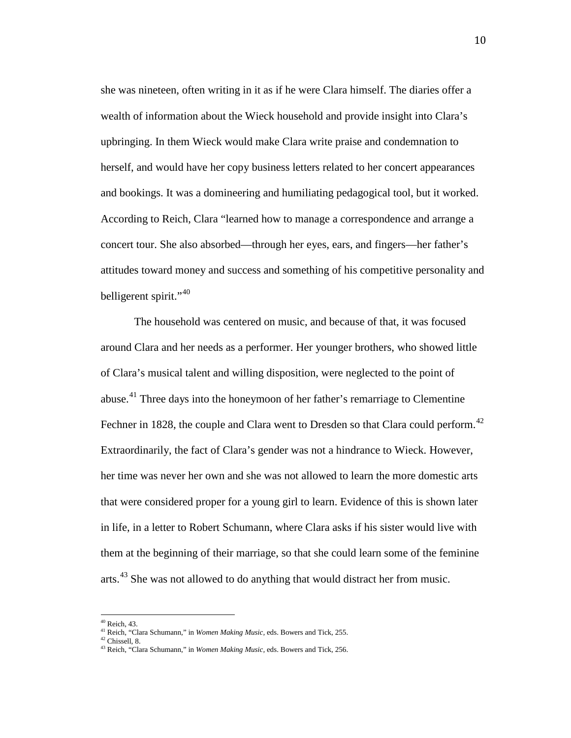she was nineteen, often writing in it as if he were Clara himself. The diaries offer a wealth of information about the Wieck household and provide insight into Clara's upbringing. In them Wieck would make Clara write praise and condemnation to herself, and would have her copy business letters related to her concert appearances and bookings. It was a domineering and humiliating pedagogical tool, but it worked. According to Reich, Clara "learned how to manage a correspondence and arrange a concert tour. She also absorbed—through her eyes, ears, and fingers—her father's attitudes toward money and success and something of his competitive personality and belligerent spirit."[40]

The household was centered on music, and because of that, it was focused around Clara and her needs as a performer. Her younger brothers, who showed little of Clara's musical talent and willing disposition, were neglected to the point of abuse.[41] Three days into the honeymoon of her father's remarriage to Clementine Fechner in 1828, the couple and Clara went to Dresden so that Clara could perform.[42] Extraordinarily, the fact of Clara's gender was not a hindrance to Wieck. However, her time was never her own and she was not allowed to learn the more domestic arts that were considered proper for a young girl to learn. Evidence of this is shown later in life, in a letter to Robert Schumann, where Clara asks if his sister would live with them at the beginning of their marriage, so that she could learn some of the feminine arts.[43] She was not allowed to do anything that would distract her from music.

---

[40] Reich, 43.
[41] Reich, "Clara Schumann," in *Women Making Music*, eds. Bowers and Tick, 255.
[42] Chissell, 8.
[43] Reich, "Clara Schumann," in *Women Making Music*, eds. Bowers and Tick, 256.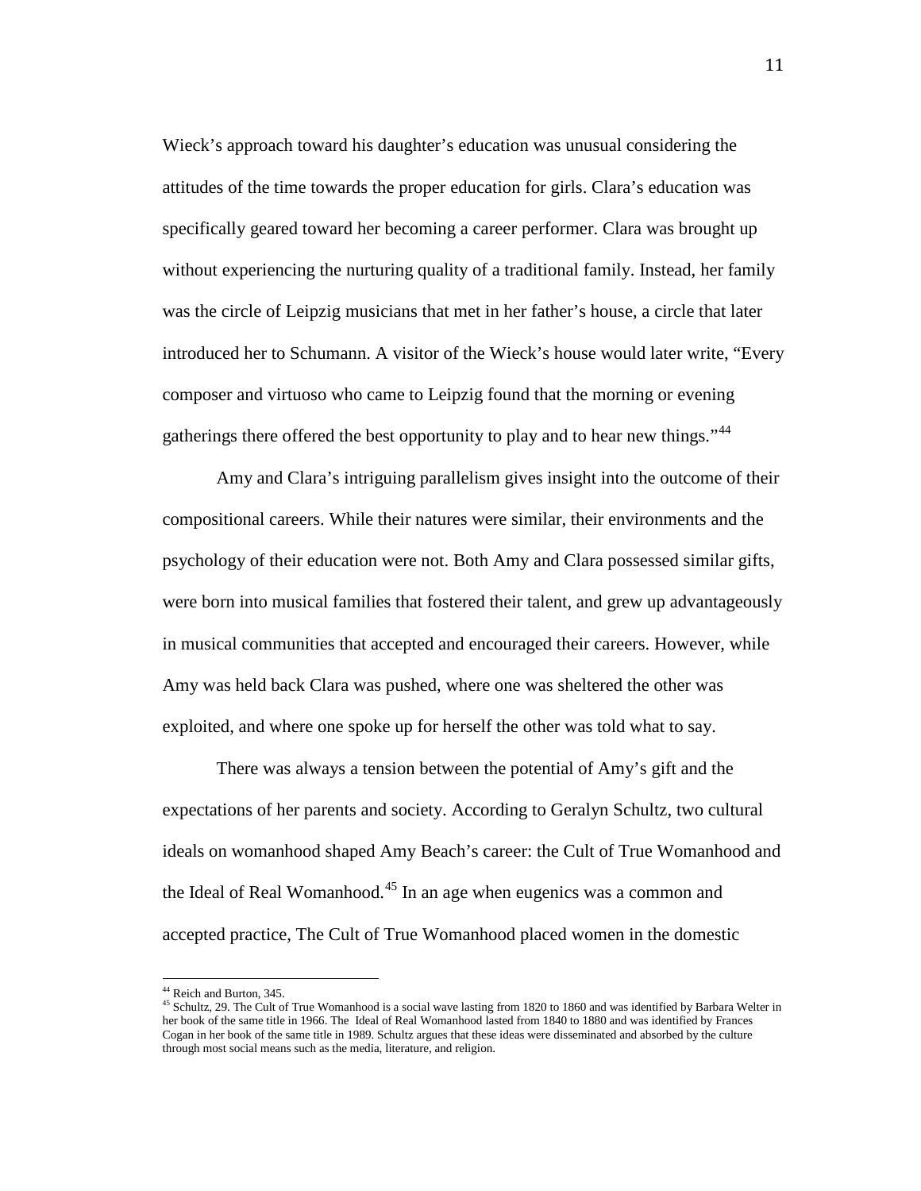Wieck's approach toward his daughter's education was unusual considering the attitudes of the time towards the proper education for girls. Clara's education was specifically geared toward her becoming a career performer. Clara was brought up without experiencing the nurturing quality of a traditional family. Instead, her family was the circle of Leipzig musicians that met in her father's house, a circle that later introduced her to Schumann. A visitor of the Wieck's house would later write, "Every composer and virtuoso who came to Leipzig found that the morning or evening gatherings there offered the best opportunity to play and to hear new things."[44]

Amy and Clara's intriguing parallelism gives insight into the outcome of their compositional careers. While their natures were similar, their environments and the psychology of their education were not. Both Amy and Clara possessed similar gifts, were born into musical families that fostered their talent, and grew up advantageously in musical communities that accepted and encouraged their careers. However, while Amy was held back Clara was pushed, where one was sheltered the other was exploited, and where one spoke up for herself the other was told what to say.

There was always a tension between the potential of Amy's gift and the expectations of her parents and society. According to Geralyn Schultz, two cultural ideals on womanhood shaped Amy Beach's career: the Cult of True Womanhood and the Ideal of Real Womanhood.[45] In an age when eugenics was a common and accepted practice, The Cult of True Womanhood placed women in the domestic

---

[44] Reich and Burton, 345.

[45] Schultz, 29. The Cult of True Womanhood is a social wave lasting from 1820 to 1860 and was identified by Barbara Welter in her book of the same title in 1966. The Ideal of Real Womanhood lasted from 1840 to 1880 and was identified by Frances Cogan in her book of the same title in 1989. Schultz argues that these ideas were disseminated and absorbed by the culture through most social means such as the media, literature, and religion.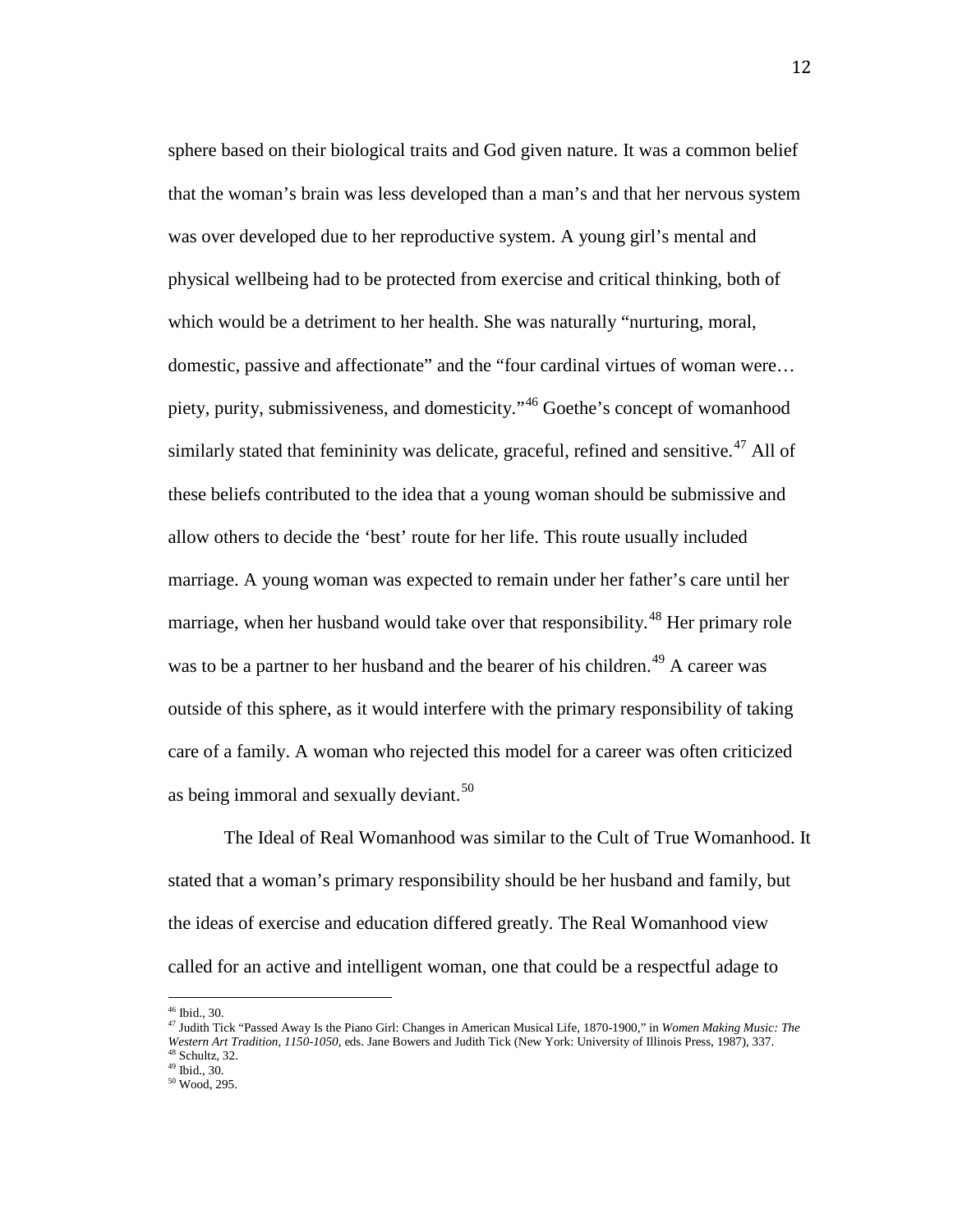sphere based on their biological traits and God given nature. It was a common belief that the woman's brain was less developed than a man's and that her nervous system was over developed due to her reproductive system. A young girl's mental and physical wellbeing had to be protected from exercise and critical thinking, both of which would be a detriment to her health. She was naturally "nurturing, moral, domestic, passive and affectionate" and the "four cardinal virtues of woman were… piety, purity, submissiveness, and domesticity."[46] Goethe's concept of womanhood similarly stated that femininity was delicate, graceful, refined and sensitive.[47] All of these beliefs contributed to the idea that a young woman should be submissive and allow others to decide the 'best' route for her life. This route usually included marriage. A young woman was expected to remain under her father's care until her marriage, when her husband would take over that responsibility.[48] Her primary role was to be a partner to her husband and the bearer of his children.[49] A career was outside of this sphere, as it would interfere with the primary responsibility of taking care of a family. A woman who rejected this model for a career was often criticized as being immoral and sexually deviant.[50]

The Ideal of Real Womanhood was similar to the Cult of True Womanhood. It stated that a woman's primary responsibility should be her husband and family, but the ideas of exercise and education differed greatly. The Real Womanhood view called for an active and intelligent woman, one that could be a respectful adage to

---

[46] Ibid., 30.

[47] Judith Tick "Passed Away Is the Piano Girl: Changes in American Musical Life, 1870-1900," in *Women Making Music: The Western Art Tradition, 1150-1050*, eds. Jane Bowers and Judith Tick (New York: University of Illinois Press, 1987), 337.

[48] Schultz, 32.

[49] Ibid., 30.

[50] Wood, 295.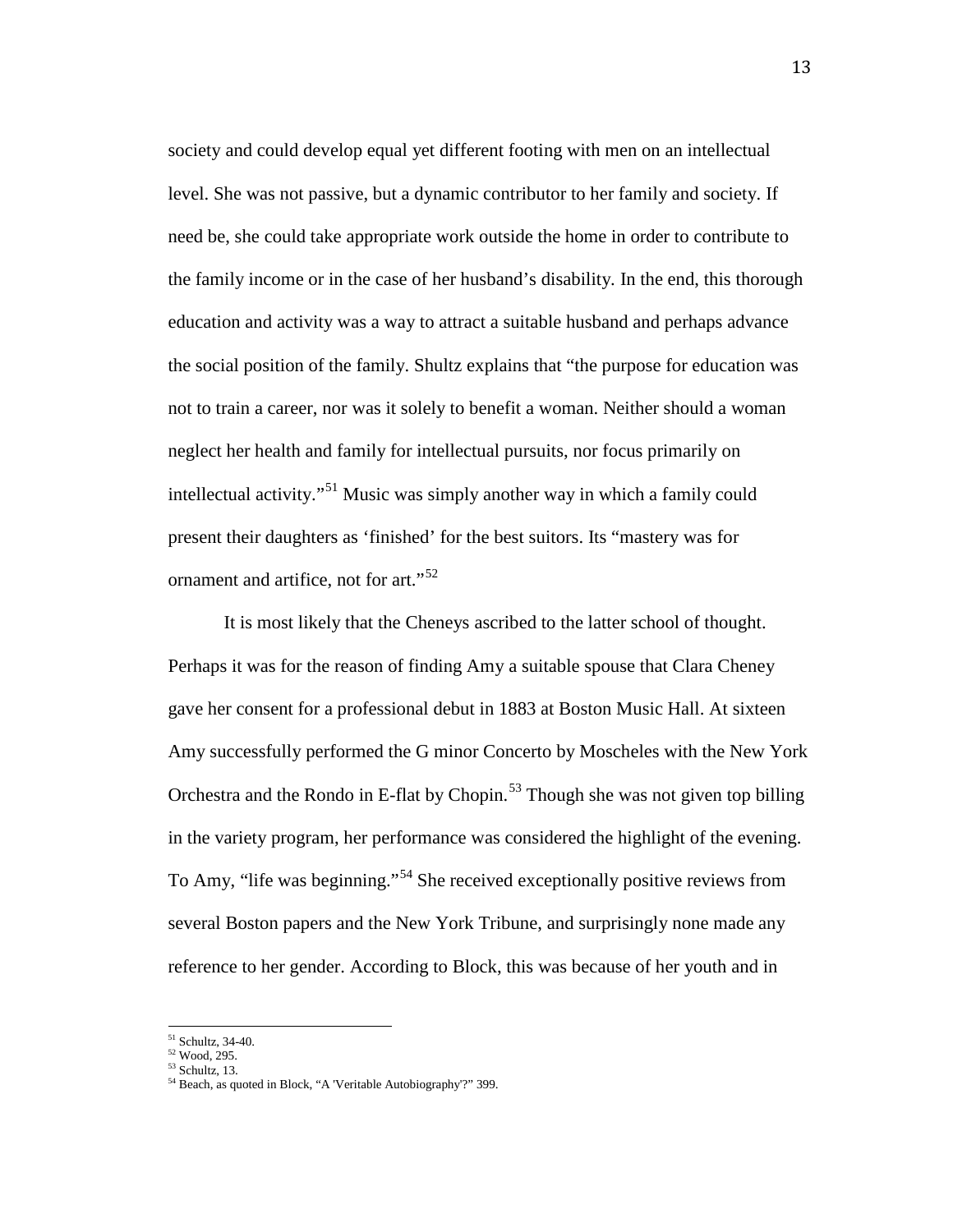society and could develop equal yet different footing with men on an intellectual level. She was not passive, but a dynamic contributor to her family and society. If need be, she could take appropriate work outside the home in order to contribute to the family income or in the case of her husband's disability. In the end, this thorough education and activity was a way to attract a suitable husband and perhaps advance the social position of the family. Shultz explains that "the purpose for education was not to train a career, nor was it solely to benefit a woman. Neither should a woman neglect her health and family for intellectual pursuits, nor focus primarily on intellectual activity."[51] Music was simply another way in which a family could present their daughters as 'finished' for the best suitors. Its "mastery was for ornament and artifice, not for art."[52]

It is most likely that the Cheneys ascribed to the latter school of thought. Perhaps it was for the reason of finding Amy a suitable spouse that Clara Cheney gave her consent for a professional debut in 1883 at Boston Music Hall. At sixteen Amy successfully performed the G minor Concerto by Moscheles with the New York Orchestra and the Rondo in E-flat by Chopin.[53] Though she was not given top billing in the variety program, her performance was considered the highlight of the evening. To Amy, "life was beginning."[54] She received exceptionally positive reviews from several Boston papers and the New York Tribune, and surprisingly none made any reference to her gender. According to Block, this was because of her youth and in

---

[51] Schultz, 34-40.
[52] Wood, 295.
[53] Schultz, 13.
[54] Beach, as quoted in Block, "A 'Veritable Autobiography'?" 399.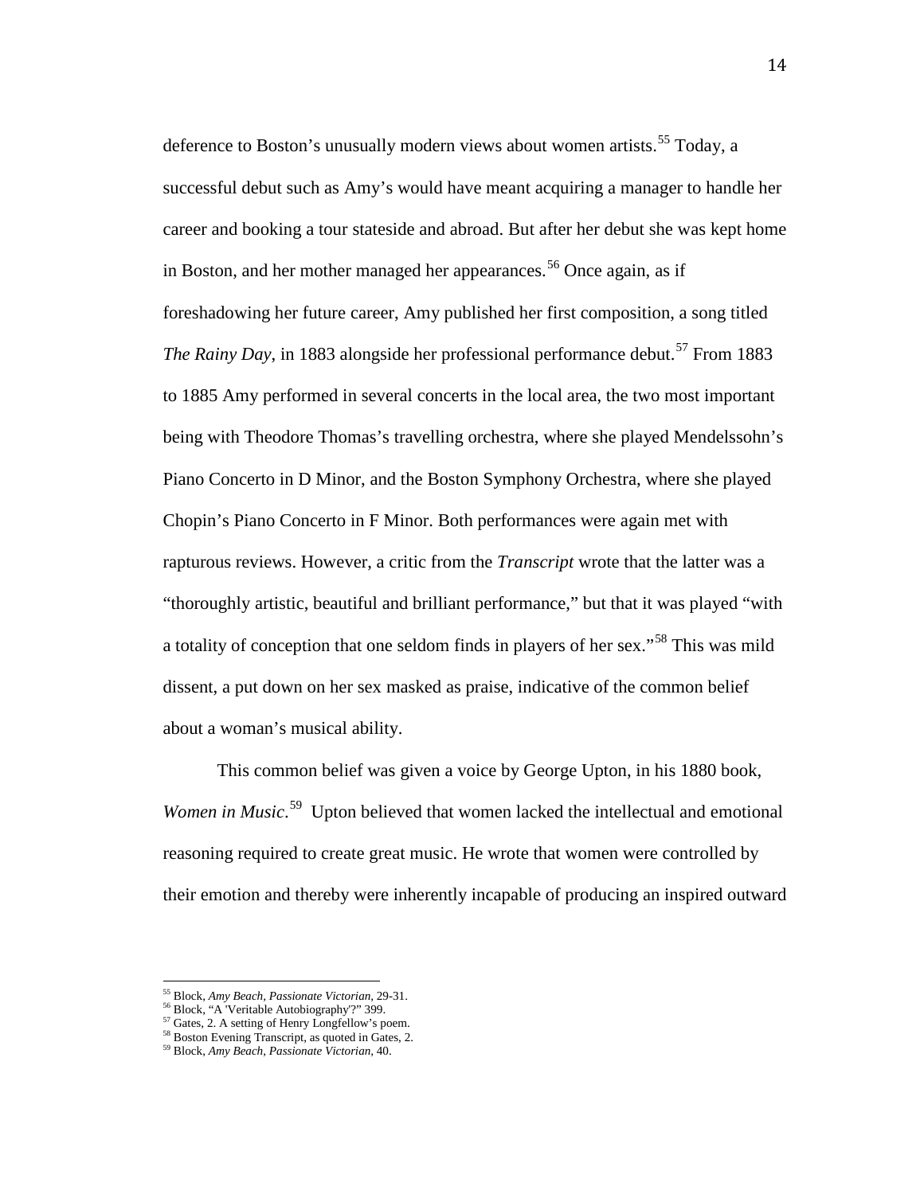deference to Boston's unusually modern views about women artists.[55] Today, a successful debut such as Amy's would have meant acquiring a manager to handle her career and booking a tour stateside and abroad. But after her debut she was kept home in Boston, and her mother managed her appearances.[56] Once again, as if foreshadowing her future career, Amy published her first composition, a song titled *The Rainy Day*, in 1883 alongside her professional performance debut.[57] From 1883 to 1885 Amy performed in several concerts in the local area, the two most important being with Theodore Thomas's travelling orchestra, where she played Mendelssohn's Piano Concerto in D Minor, and the Boston Symphony Orchestra, where she played Chopin's Piano Concerto in F Minor. Both performances were again met with rapturous reviews. However, a critic from the *Transcript* wrote that the latter was a "thoroughly artistic, beautiful and brilliant performance," but that it was played "with a totality of conception that one seldom finds in players of her sex."[58] This was mild dissent, a put down on her sex masked as praise, indicative of the common belief about a woman's musical ability.

This common belief was given a voice by George Upton, in his 1880 book, *Women in Music*.[59] Upton believed that women lacked the intellectual and emotional reasoning required to create great music. He wrote that women were controlled by their emotion and thereby were inherently incapable of producing an inspired outward

---

[55] Block, *Amy Beach, Passionate Victorian*, 29-31.
[56] Block, "A 'Veritable Autobiography'?" 399.
[57] Gates, 2. A setting of Henry Longfellow's poem.
[58] Boston Evening Transcript, as quoted in Gates, 2.
[59] Block, *Amy Beach, Passionate Victorian*, 40.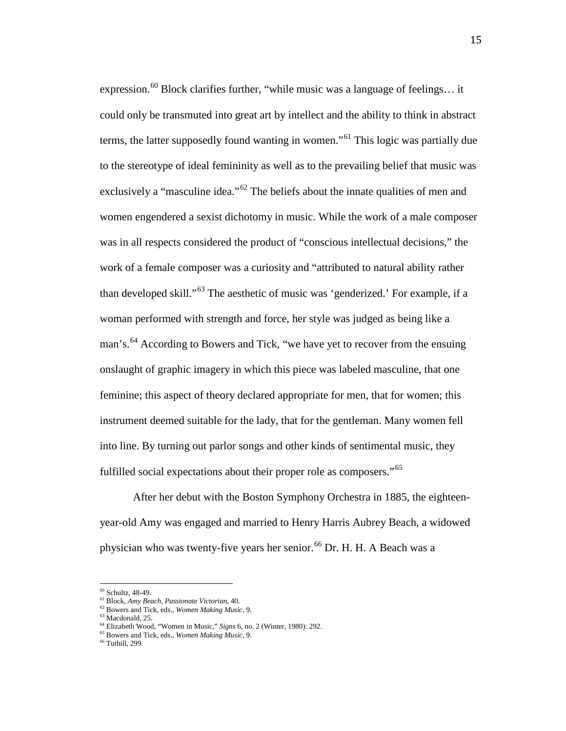expression.[60] Block clarifies further, "while music was a language of feelings… it could only be transmuted into great art by intellect and the ability to think in abstract terms, the latter supposedly found wanting in women."[61] This logic was partially due to the stereotype of ideal femininity as well as to the prevailing belief that music was exclusively a "masculine idea."[62] The beliefs about the innate qualities of men and women engendered a sexist dichotomy in music. While the work of a male composer was in all respects considered the product of "conscious intellectual decisions," the work of a female composer was a curiosity and "attributed to natural ability rather than developed skill."[63] The aesthetic of music was 'genderized.' For example, if a woman performed with strength and force, her style was judged as being like a man's.[64] According to Bowers and Tick, "we have yet to recover from the ensuing onslaught of graphic imagery in which this piece was labeled masculine, that one feminine; this aspect of theory declared appropriate for men, that for women; this instrument deemed suitable for the lady, that for the gentleman. Many women fell into line. By turning out parlor songs and other kinds of sentimental music, they fulfilled social expectations about their proper role as composers."[65]

After her debut with the Boston Symphony Orchestra in 1885, the eighteen-year-old Amy was engaged and married to Henry Harris Aubrey Beach, a widowed physician who was twenty-five years her senior.[66] Dr. H. H. A Beach was a

---

[60] Schultz, 48-49.

[61] Block, *Amy Beach, Passionate Victorian*, 40.

[62] Bowers and Tick, eds., *Women Making Music*, 9.

[63] Macdonald, 25.

[64] Elizabeth Wood, "Women in Music," *Signs* 6, no. 2 (Winter, 1980): 292.

[65] Bowers and Tick, eds., *Women Making Music*, 9.

[66] Tuthill, 299.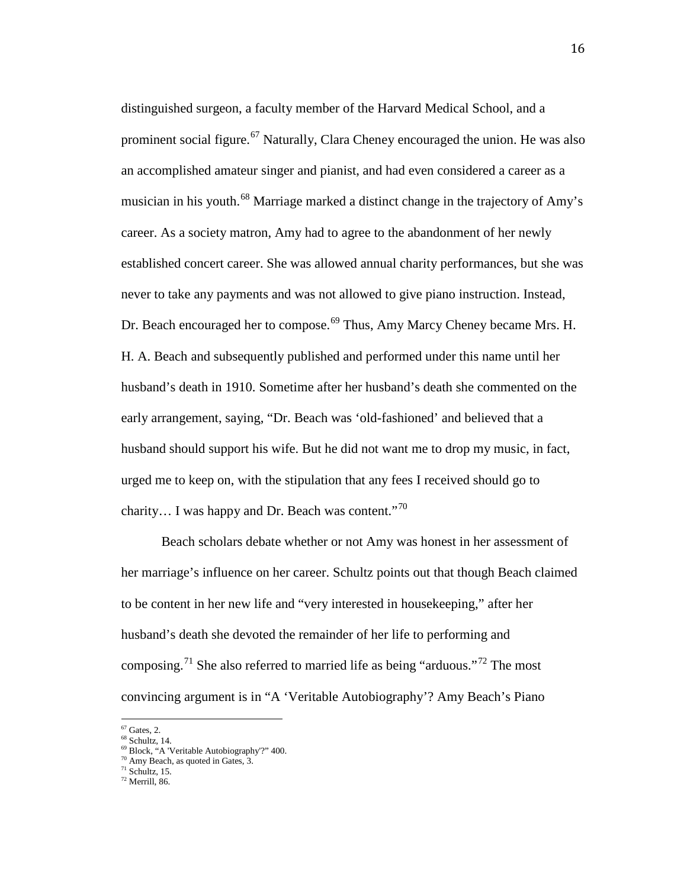distinguished surgeon, a faculty member of the Harvard Medical School, and a prominent social figure.[67] Naturally, Clara Cheney encouraged the union. He was also an accomplished amateur singer and pianist, and had even considered a career as a musician in his youth.[68] Marriage marked a distinct change in the trajectory of Amy's career. As a society matron, Amy had to agree to the abandonment of her newly established concert career. She was allowed annual charity performances, but she was never to take any payments and was not allowed to give piano instruction. Instead, Dr. Beach encouraged her to compose.[69] Thus, Amy Marcy Cheney became Mrs. H. H. A. Beach and subsequently published and performed under this name until her husband's death in 1910. Sometime after her husband's death she commented on the early arrangement, saying, "Dr. Beach was 'old-fashioned' and believed that a husband should support his wife. But he did not want me to drop my music, in fact, urged me to keep on, with the stipulation that any fees I received should go to charity… I was happy and Dr. Beach was content."[70]

Beach scholars debate whether or not Amy was honest in her assessment of her marriage's influence on her career. Schultz points out that though Beach claimed to be content in her new life and "very interested in housekeeping," after her husband's death she devoted the remainder of her life to performing and composing.[71] She also referred to married life as being "arduous."[72] The most convincing argument is in "A 'Veritable Autobiography'? Amy Beach's Piano

---

[67] Gates, 2.

[68] Schultz, 14.

[69] Block, "A 'Veritable Autobiography'?" 400.

[70] Amy Beach, as quoted in Gates, 3.

[71] Schultz, 15.

[72] Merrill, 86.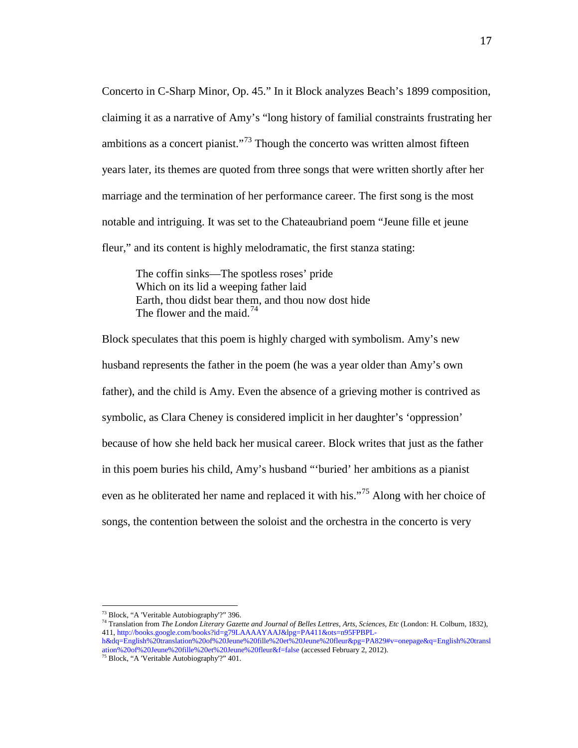Concerto in C-Sharp Minor, Op. 45." In it Block analyzes Beach's 1899 composition, claiming it as a narrative of Amy's "long history of familial constraints frustrating her ambitions as a concert pianist."[73] Though the concerto was written almost fifteen years later, its themes are quoted from three songs that were written shortly after her marriage and the termination of her performance career. The first song is the most notable and intriguing. It was set to the Chateaubriand poem "Jeune fille et jeune fleur," and its content is highly melodramatic, the first stanza stating:

> The coffin sinks—The spotless roses' pride
> Which on its lid a weeping father laid
> Earth, thou didst bear them, and thou now dost hide
> The flower and the maid.[74]

Block speculates that this poem is highly charged with symbolism. Amy's new husband represents the father in the poem (he was a year older than Amy's own father), and the child is Amy. Even the absence of a grieving mother is contrived as symbolic, as Clara Cheney is considered implicit in her daughter's 'oppression' because of how she held back her musical career. Block writes that just as the father in this poem buries his child, Amy's husband "'buried' her ambitions as a pianist even as he obliterated her name and replaced it with his."[75] Along with her choice of songs, the contention between the soloist and the orchestra in the concerto is very

---

[73] Block, "A 'Veritable Autobiography'?" 396.

[74] Translation from *The London Literary Gazette and Journal of Belles Lettres, Arts, Sciences, Etc* (London: H. Colburn, 1832), 411, http://books.google.com/books?id=g79LAAAAYAAJ&lpg=PA411&ots=n95FPBPL-h&dq=English%20translation%20of%20Jeune%20fille%20et%20Jeune%20fleur&pg=PA829#v=onepage&q=English%20translation%20of%20Jeune%20fille%20et%20Jeune%20fleur&f=false (accessed February 2, 2012).

[75] Block, "A 'Veritable Autobiography'?" 401.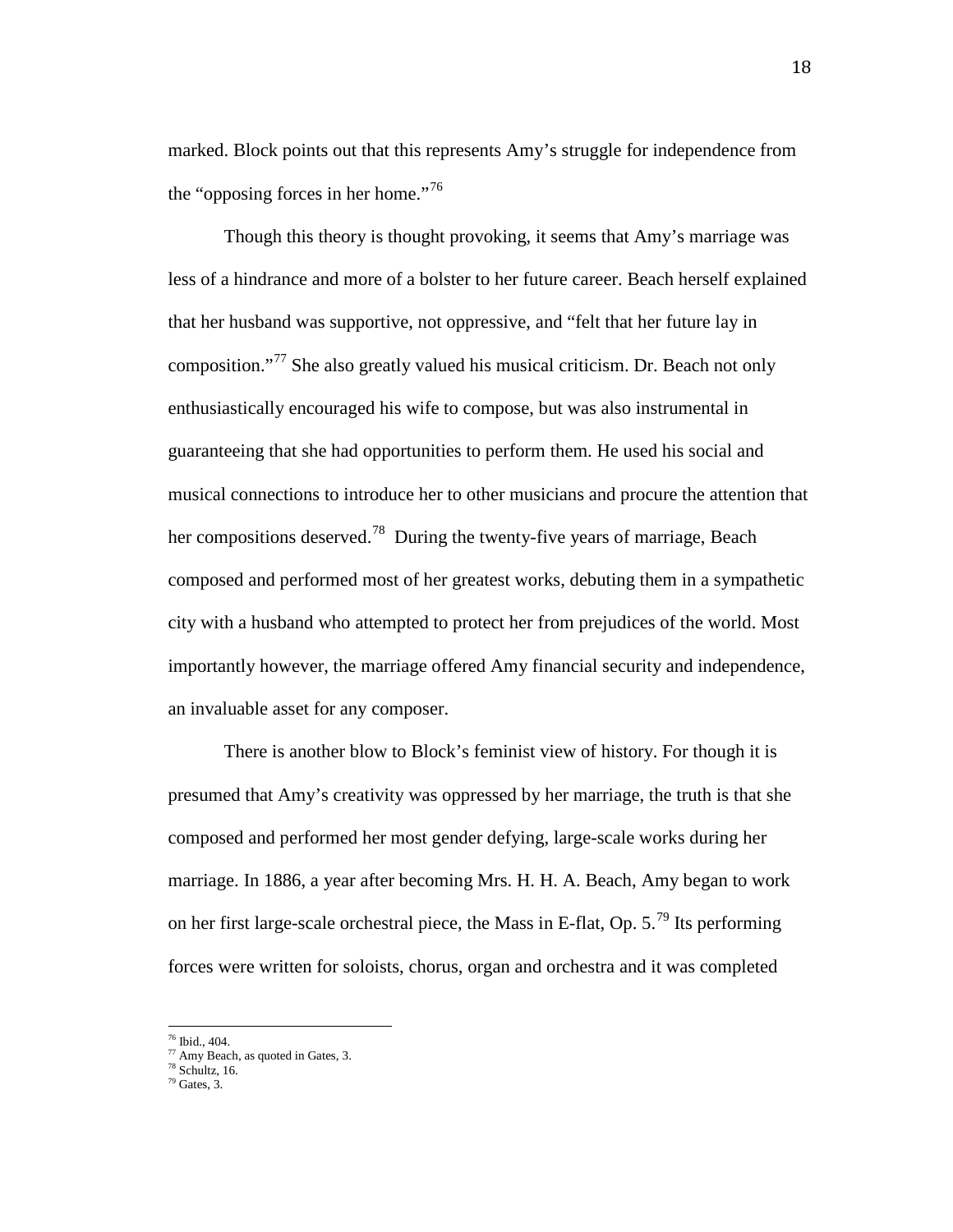marked. Block points out that this represents Amy's struggle for independence from the "opposing forces in her home."[76]

Though this theory is thought provoking, it seems that Amy's marriage was less of a hindrance and more of a bolster to her future career. Beach herself explained that her husband was supportive, not oppressive, and "felt that her future lay in composition."[77] She also greatly valued his musical criticism. Dr. Beach not only enthusiastically encouraged his wife to compose, but was also instrumental in guaranteeing that she had opportunities to perform them. He used his social and musical connections to introduce her to other musicians and procure the attention that her compositions deserved.[78] During the twenty-five years of marriage, Beach composed and performed most of her greatest works, debuting them in a sympathetic city with a husband who attempted to protect her from prejudices of the world. Most importantly however, the marriage offered Amy financial security and independence, an invaluable asset for any composer.

There is another blow to Block's feminist view of history. For though it is presumed that Amy's creativity was oppressed by her marriage, the truth is that she composed and performed her most gender defying, large-scale works during her marriage. In 1886, a year after becoming Mrs. H. H. A. Beach, Amy began to work on her first large-scale orchestral piece, the Mass in E-flat, Op. 5.[79] Its performing forces were written for soloists, chorus, organ and orchestra and it was completed

---

[76] Ibid., 404.

[77] Amy Beach, as quoted in Gates, 3.

[78] Schultz, 16.

[79] Gates, 3.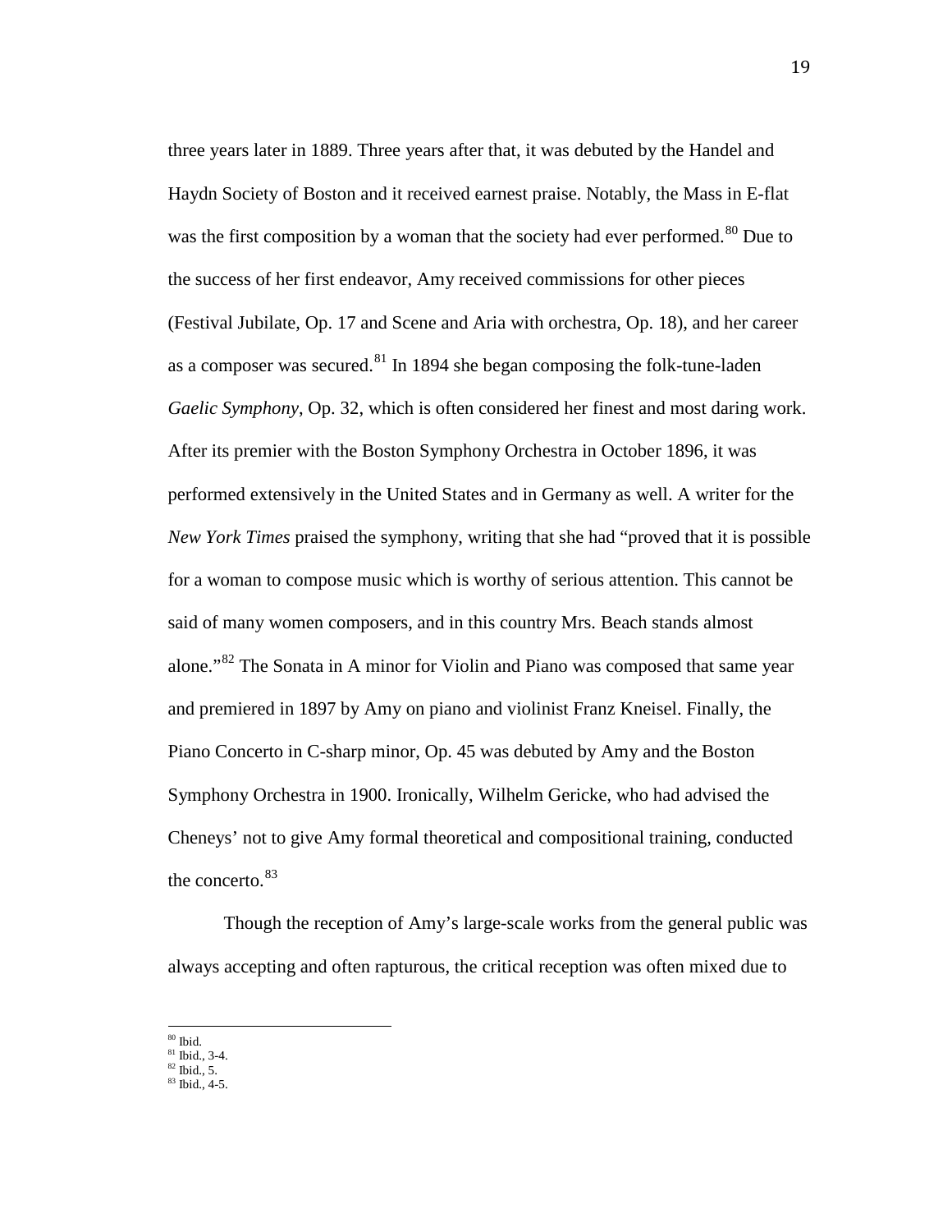three years later in 1889. Three years after that, it was debuted by the Handel and Haydn Society of Boston and it received earnest praise. Notably, the Mass in E-flat was the first composition by a woman that the society had ever performed.[80] Due to the success of her first endeavor, Amy received commissions for other pieces (Festival Jubilate, Op. 17 and Scene and Aria with orchestra, Op. 18), and her career as a composer was secured.[81] In 1894 she began composing the folk-tune-laden *Gaelic Symphony*, Op. 32, which is often considered her finest and most daring work. After its premier with the Boston Symphony Orchestra in October 1896, it was performed extensively in the United States and in Germany as well. A writer for the *New York Times* praised the symphony, writing that she had "proved that it is possible for a woman to compose music which is worthy of serious attention. This cannot be said of many women composers, and in this country Mrs. Beach stands almost alone."[82] The Sonata in A minor for Violin and Piano was composed that same year and premiered in 1897 by Amy on piano and violinist Franz Kneisel. Finally, the Piano Concerto in C-sharp minor, Op. 45 was debuted by Amy and the Boston Symphony Orchestra in 1900. Ironically, Wilhelm Gericke, who had advised the Cheneys' not to give Amy formal theoretical and compositional training, conducted the concerto.[83]

Though the reception of Amy's large-scale works from the general public was always accepting and often rapturous, the critical reception was often mixed due to

---

[80] Ibid.
[81] Ibid., 3-4.
[82] Ibid., 5.
[83] Ibid., 4-5.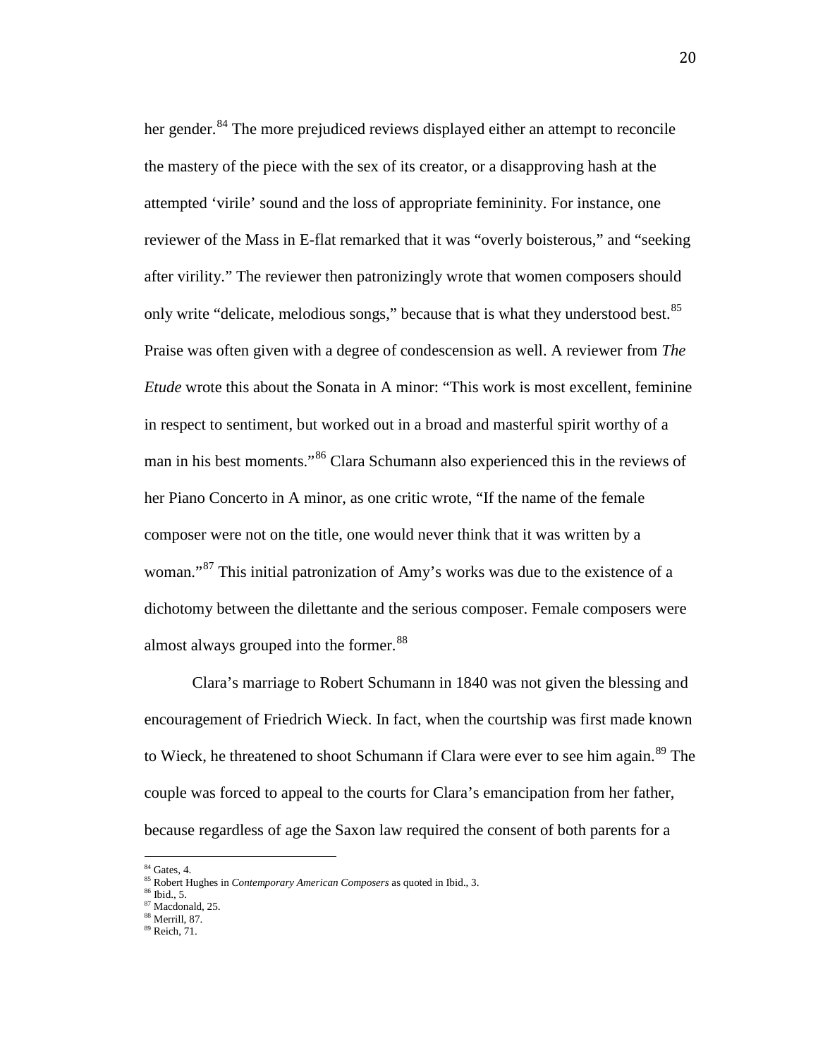her gender.[84] The more prejudiced reviews displayed either an attempt to reconcile the mastery of the piece with the sex of its creator, or a disapproving hash at the attempted 'virile' sound and the loss of appropriate femininity. For instance, one reviewer of the Mass in E-flat remarked that it was "overly boisterous," and "seeking after virility." The reviewer then patronizingly wrote that women composers should only write "delicate, melodious songs," because that is what they understood best.[85] Praise was often given with a degree of condescension as well. A reviewer from *The Etude* wrote this about the Sonata in A minor: "This work is most excellent, feminine in respect to sentiment, but worked out in a broad and masterful spirit worthy of a man in his best moments."[86] Clara Schumann also experienced this in the reviews of her Piano Concerto in A minor, as one critic wrote, "If the name of the female composer were not on the title, one would never think that it was written by a woman."[87] This initial patronization of Amy's works was due to the existence of a dichotomy between the dilettante and the serious composer. Female composers were almost always grouped into the former.[88]

Clara's marriage to Robert Schumann in 1840 was not given the blessing and encouragement of Friedrich Wieck. In fact, when the courtship was first made known to Wieck, he threatened to shoot Schumann if Clara were ever to see him again.[89] The couple was forced to appeal to the courts for Clara's emancipation from her father, because regardless of age the Saxon law required the consent of both parents for a

---

[84] Gates, 4.

[85] Robert Hughes in *Contemporary American Composers* as quoted in Ibid., 3.

[86] Ibid., 5.

[87] Macdonald, 25.

[88] Merrill, 87.

[89] Reich, 71.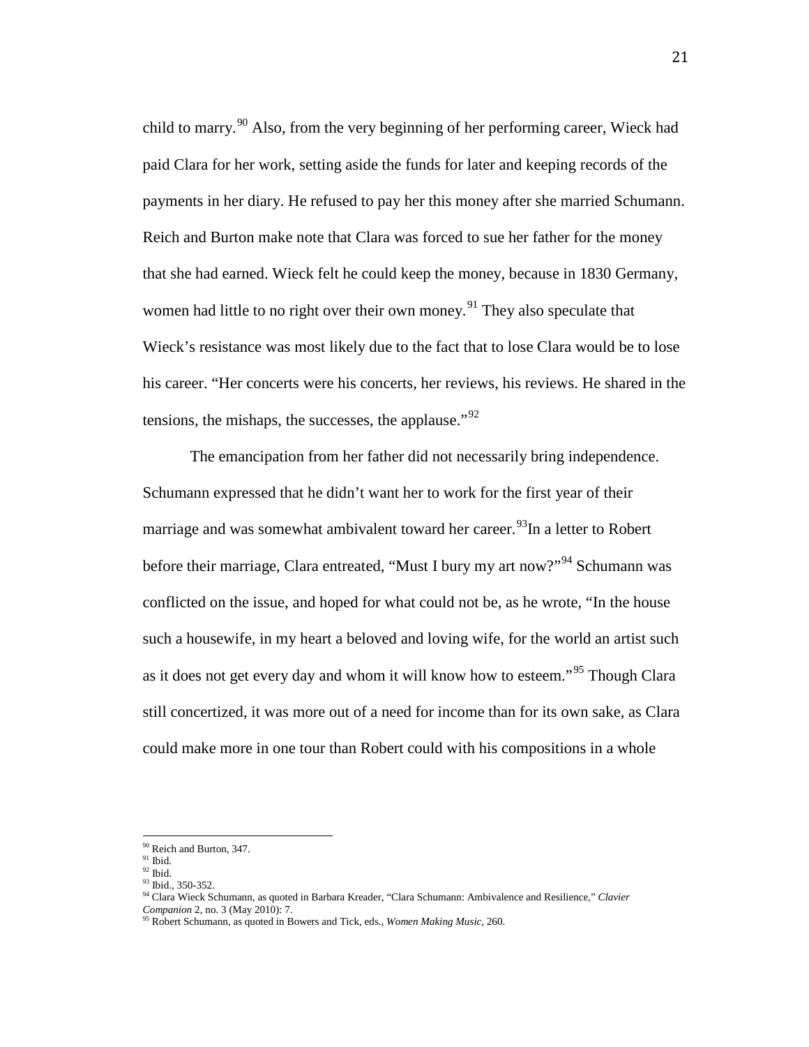child to marry.[90] Also, from the very beginning of her performing career, Wieck had paid Clara for her work, setting aside the funds for later and keeping records of the payments in her diary. He refused to pay her this money after she married Schumann. Reich and Burton make note that Clara was forced to sue her father for the money that she had earned. Wieck felt he could keep the money, because in 1830 Germany, women had little to no right over their own money.[91] They also speculate that Wieck's resistance was most likely due to the fact that to lose Clara would be to lose his career. "Her concerts were his concerts, her reviews, his reviews. He shared in the tensions, the mishaps, the successes, the applause."[92]

The emancipation from her father did not necessarily bring independence. Schumann expressed that he didn't want her to work for the first year of their marriage and was somewhat ambivalent toward her career.[93]In a letter to Robert before their marriage, Clara entreated, "Must I bury my art now?"[94] Schumann was conflicted on the issue, and hoped for what could not be, as he wrote, "In the house such a housewife, in my heart a beloved and loving wife, for the world an artist such as it does not get every day and whom it will know how to esteem."[95] Though Clara still concertized, it was more out of a need for income than for its own sake, as Clara could make more in one tour than Robert could with his compositions in a whole

[90] Reich and Burton, 347.
[91] Ibid.
[92] Ibid.
[93] Ibid., 350-352.
[94] Clara Wieck Schumann, as quoted in Barbara Kreader, "Clara Schumann: Ambivalence and Resilience," *Clavier Companion* 2, no. 3 (May 2010): 7.
[95] Robert Schumann, as quoted in Bowers and Tick, eds., *Women Making Music*, 260.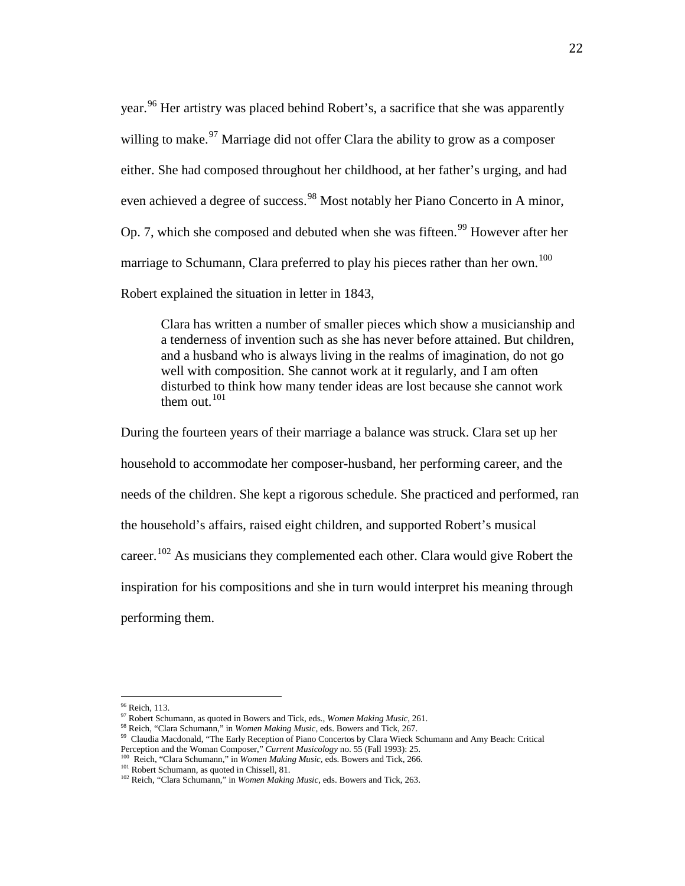year.[96] Her artistry was placed behind Robert's, a sacrifice that she was apparently willing to make.[97] Marriage did not offer Clara the ability to grow as a composer either. She had composed throughout her childhood, at her father's urging, and had even achieved a degree of success.[98] Most notably her Piano Concerto in A minor, Op. 7, which she composed and debuted when she was fifteen.[99] However after her marriage to Schumann, Clara preferred to play his pieces rather than her own.[100] Robert explained the situation in letter in 1843,

> Clara has written a number of smaller pieces which show a musicianship and a tenderness of invention such as she has never before attained. But children, and a husband who is always living in the realms of imagination, do not go well with composition. She cannot work at it regularly, and I am often disturbed to think how many tender ideas are lost because she cannot work them out.[101]

During the fourteen years of their marriage a balance was struck. Clara set up her household to accommodate her composer-husband, her performing career, and the needs of the children. She kept a rigorous schedule. She practiced and performed, ran the household's affairs, raised eight children, and supported Robert's musical career.[102] As musicians they complemented each other. Clara would give Robert the inspiration for his compositions and she in turn would interpret his meaning through performing them.

---

[96] Reich, 113.
[97] Robert Schumann, as quoted in Bowers and Tick, eds., *Women Making Music*, 261.
[98] Reich, "Clara Schumann," in *Women Making Music*, eds. Bowers and Tick, 267.
[99] Claudia Macdonald, "The Early Reception of Piano Concertos by Clara Wieck Schumann and Amy Beach: Critical Perception and the Woman Composer," *Current Musicology* no. 55 (Fall 1993): 25.
[100] Reich, "Clara Schumann," in *Women Making Music*, eds. Bowers and Tick, 266.
[101] Robert Schumann, as quoted in Chissell, 81.
[102] Reich, "Clara Schumann," in *Women Making Music*, eds. Bowers and Tick, 263.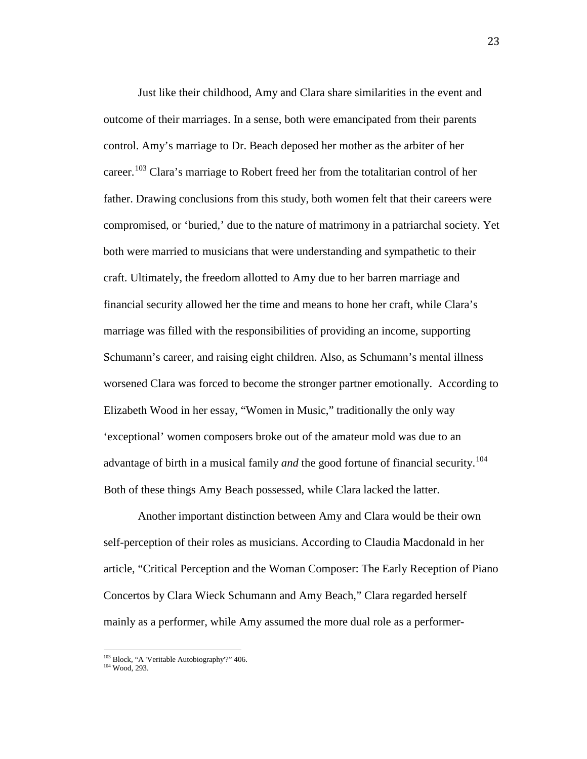Just like their childhood, Amy and Clara share similarities in the event and outcome of their marriages. In a sense, both were emancipated from their parents control. Amy's marriage to Dr. Beach deposed her mother as the arbiter of her career.[103] Clara's marriage to Robert freed her from the totalitarian control of her father. Drawing conclusions from this study, both women felt that their careers were compromised, or 'buried,' due to the nature of matrimony in a patriarchal society. Yet both were married to musicians that were understanding and sympathetic to their craft. Ultimately, the freedom allotted to Amy due to her barren marriage and financial security allowed her the time and means to hone her craft, while Clara's marriage was filled with the responsibilities of providing an income, supporting Schumann's career, and raising eight children. Also, as Schumann's mental illness worsened Clara was forced to become the stronger partner emotionally. According to Elizabeth Wood in her essay, "Women in Music," traditionally the only way 'exceptional' women composers broke out of the amateur mold was due to an advantage of birth in a musical family *and* the good fortune of financial security.[104] Both of these things Amy Beach possessed, while Clara lacked the latter.

Another important distinction between Amy and Clara would be their own self-perception of their roles as musicians. According to Claudia Macdonald in her article, "Critical Perception and the Woman Composer: The Early Reception of Piano Concertos by Clara Wieck Schumann and Amy Beach," Clara regarded herself mainly as a performer, while Amy assumed the more dual role as a performer-

---

[103] Block, "A 'Veritable Autobiography'?" 406.

[104] Wood, 293.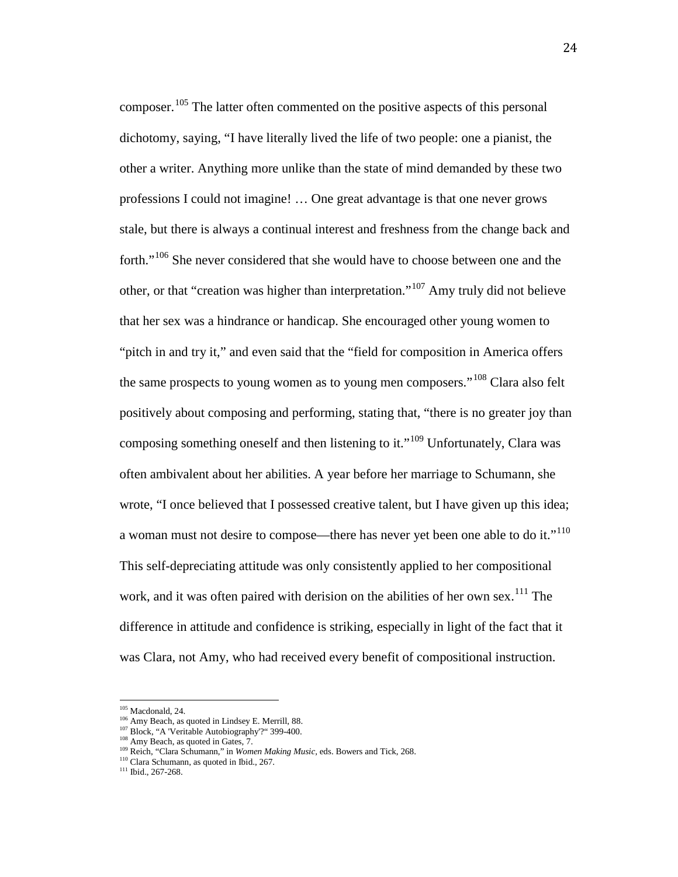composer.[105] The latter often commented on the positive aspects of this personal dichotomy, saying, "I have literally lived the life of two people: one a pianist, the other a writer. Anything more unlike than the state of mind demanded by these two professions I could not imagine! … One great advantage is that one never grows stale, but there is always a continual interest and freshness from the change back and forth."[106] She never considered that she would have to choose between one and the other, or that "creation was higher than interpretation."[107] Amy truly did not believe that her sex was a hindrance or handicap. She encouraged other young women to "pitch in and try it," and even said that the "field for composition in America offers the same prospects to young women as to young men composers."[108] Clara also felt positively about composing and performing, stating that, "there is no greater joy than composing something oneself and then listening to it."[109] Unfortunately, Clara was often ambivalent about her abilities. A year before her marriage to Schumann, she wrote, "I once believed that I possessed creative talent, but I have given up this idea; a woman must not desire to compose—there has never yet been one able to do it."[110] This self-depreciating attitude was only consistently applied to her compositional work, and it was often paired with derision on the abilities of her own sex.[111] The difference in attitude and confidence is striking, especially in light of the fact that it was Clara, not Amy, who had received every benefit of compositional instruction.

---

[105] Macdonald, 24.
[106] Amy Beach, as quoted in Lindsey E. Merrill, 88.
[107] Block, "A 'Veritable Autobiography'?" 399-400.
[108] Amy Beach, as quoted in Gates, 7.
[109] Reich, "Clara Schumann," in *Women Making Music*, eds. Bowers and Tick, 268.
[110] Clara Schumann, as quoted in Ibid., 267.
[111] Ibid., 267-268.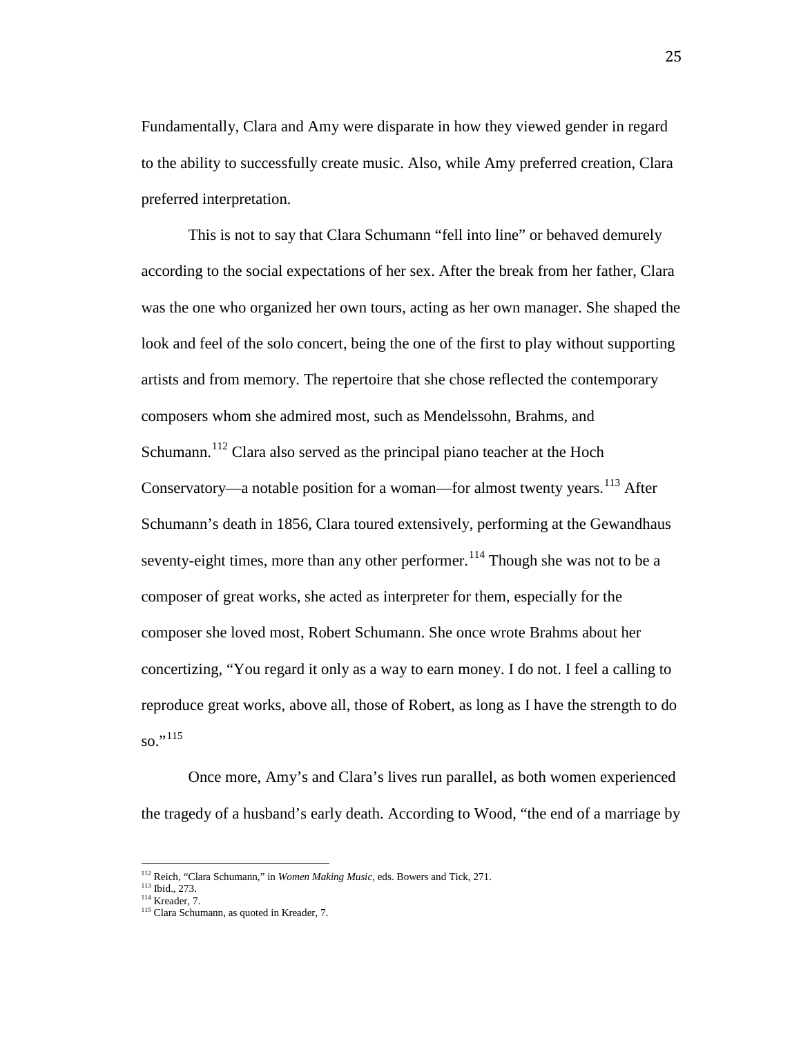Fundamentally, Clara and Amy were disparate in how they viewed gender in regard to the ability to successfully create music. Also, while Amy preferred creation, Clara preferred interpretation.

This is not to say that Clara Schumann "fell into line" or behaved demurely according to the social expectations of her sex. After the break from her father, Clara was the one who organized her own tours, acting as her own manager. She shaped the look and feel of the solo concert, being the one of the first to play without supporting artists and from memory. The repertoire that she chose reflected the contemporary composers whom she admired most, such as Mendelssohn, Brahms, and Schumann.[112] Clara also served as the principal piano teacher at the Hoch Conservatory—a notable position for a woman—for almost twenty years.[113] After Schumann's death in 1856, Clara toured extensively, performing at the Gewandhaus seventy-eight times, more than any other performer.[114] Though she was not to be a composer of great works, she acted as interpreter for them, especially for the composer she loved most, Robert Schumann. She once wrote Brahms about her concertizing, "You regard it only as a way to earn money. I do not. I feel a calling to reproduce great works, above all, those of Robert, as long as I have the strength to do so."[115]

Once more, Amy's and Clara's lives run parallel, as both women experienced the tragedy of a husband's early death. According to Wood, "the end of a marriage by

---

[112] Reich, "Clara Schumann," in *Women Making Music*, eds. Bowers and Tick, 271.
[113] Ibid., 273.
[114] Kreader, 7.
[115] Clara Schumann, as quoted in Kreader, 7.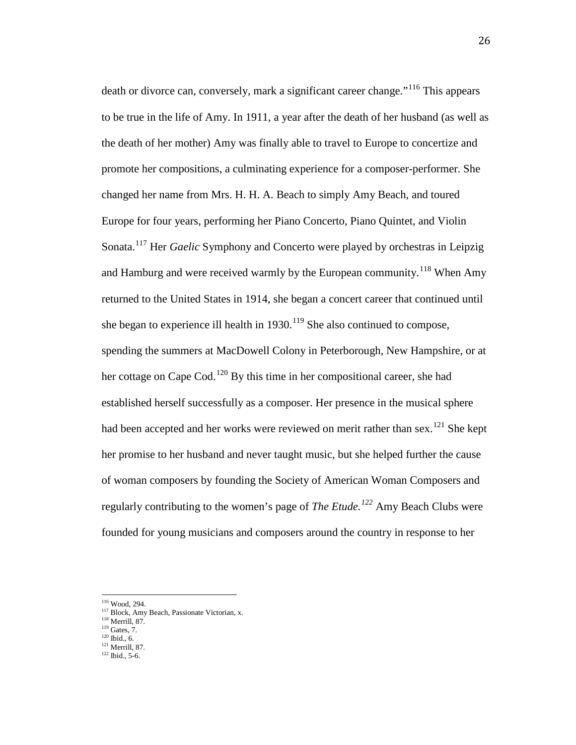death or divorce can, conversely, mark a significant career change."[116] This appears to be true in the life of Amy. In 1911, a year after the death of her husband (as well as the death of her mother) Amy was finally able to travel to Europe to concertize and promote her compositions, a culminating experience for a composer-performer. She changed her name from Mrs. H. H. A. Beach to simply Amy Beach, and toured Europe for four years, performing her Piano Concerto, Piano Quintet, and Violin Sonata.[117] Her *Gaelic* Symphony and Concerto were played by orchestras in Leipzig and Hamburg and were received warmly by the European community.[118] When Amy returned to the United States in 1914, she began a concert career that continued until she began to experience ill health in 1930.[119] She also continued to compose, spending the summers at MacDowell Colony in Peterborough, New Hampshire, or at her cottage on Cape Cod.[120] By this time in her compositional career, she had established herself successfully as a composer. Her presence in the musical sphere had been accepted and her works were reviewed on merit rather than sex.[121] She kept her promise to her husband and never taught music, but she helped further the cause of woman composers by founding the Society of American Woman Composers and regularly contributing to the women's page of *The Etude.*[122] Amy Beach Clubs were founded for young musicians and composers around the country in response to her

---

[116] Wood, 294.
[117] Block, Amy Beach, Passionate Victorian, x.
[118] Merrill, 87.
[119] Gates, 7.
[120] Ibid., 6.
[121] Merrill, 87.
[122] Ibid., 5-6.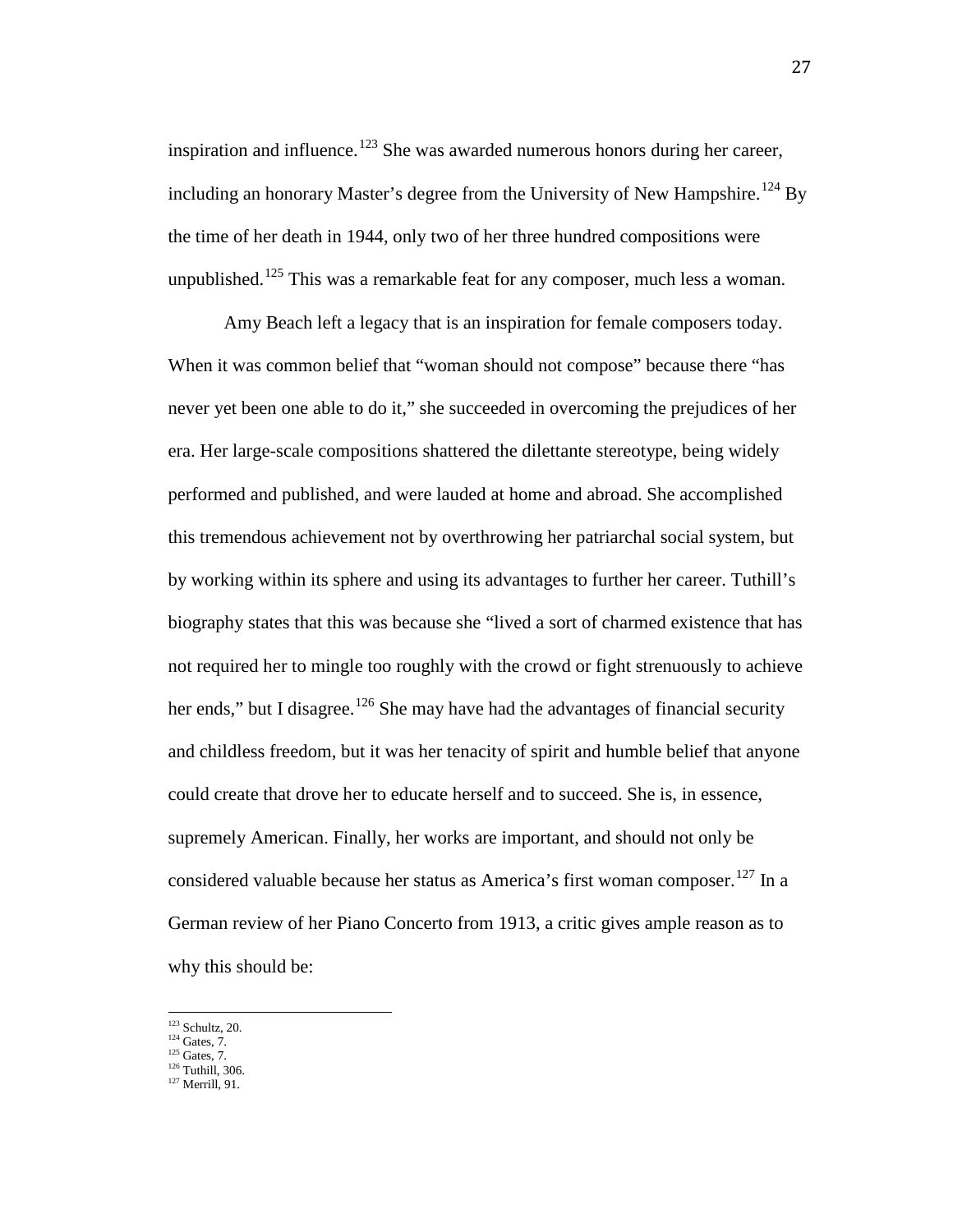inspiration and influence.[123] She was awarded numerous honors during her career, including an honorary Master's degree from the University of New Hampshire.[124] By the time of her death in 1944, only two of her three hundred compositions were unpublished.[125] This was a remarkable feat for any composer, much less a woman.

Amy Beach left a legacy that is an inspiration for female composers today. When it was common belief that "woman should not compose" because there "has never yet been one able to do it," she succeeded in overcoming the prejudices of her era. Her large-scale compositions shattered the dilettante stereotype, being widely performed and published, and were lauded at home and abroad. She accomplished this tremendous achievement not by overthrowing her patriarchal social system, but by working within its sphere and using its advantages to further her career. Tuthill's biography states that this was because she "lived a sort of charmed existence that has not required her to mingle too roughly with the crowd or fight strenuously to achieve her ends," but I disagree.[126] She may have had the advantages of financial security and childless freedom, but it was her tenacity of spirit and humble belief that anyone could create that drove her to educate herself and to succeed. She is, in essence, supremely American. Finally, her works are important, and should not only be considered valuable because her status as America's first woman composer.[127] In a German review of her Piano Concerto from 1913, a critic gives ample reason as to why this should be:

---

[123] Schultz, 20.
[124] Gates, 7.
[125] Gates, 7.
[126] Tuthill, 306.
[127] Merrill, 91.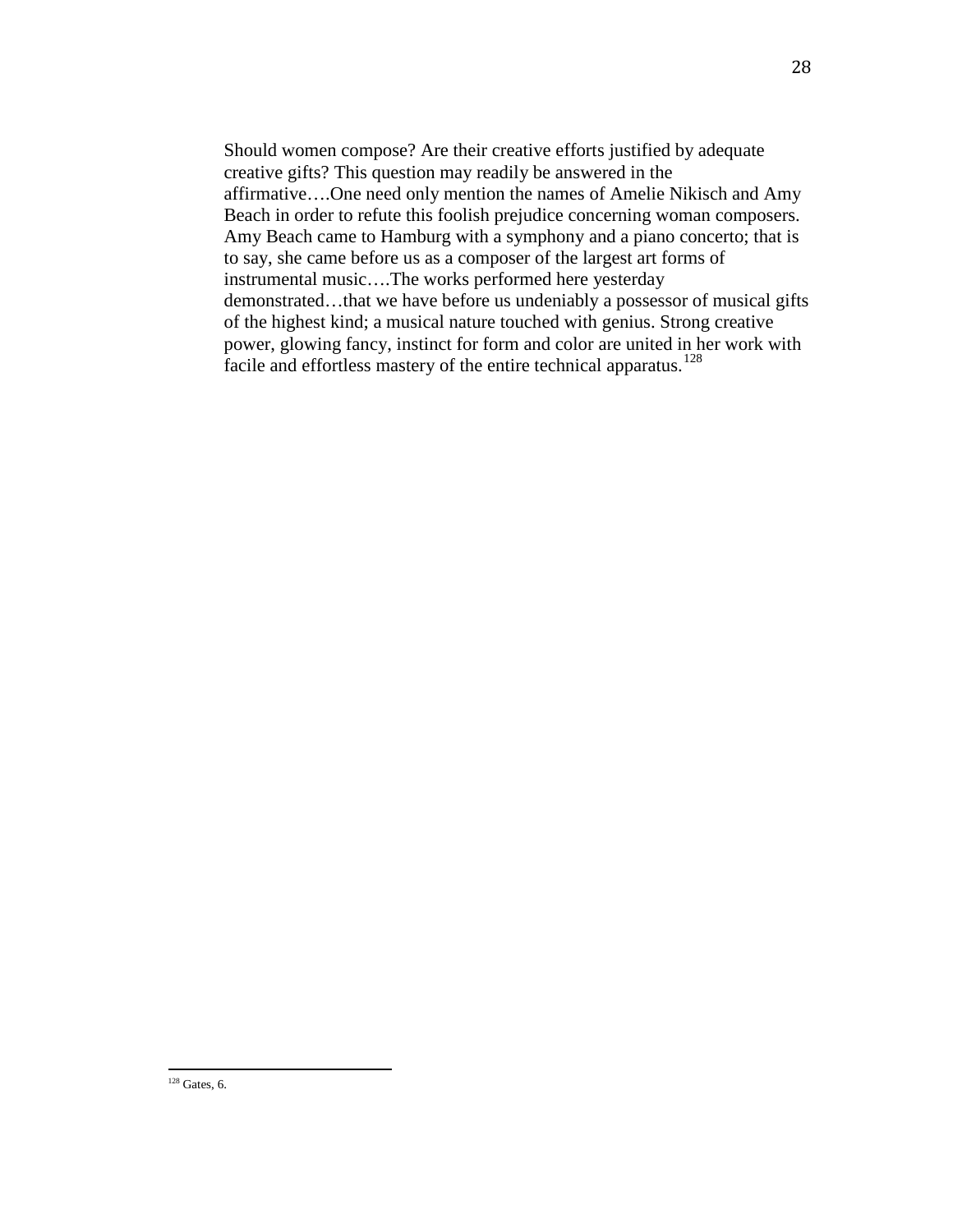> Should women compose? Are their creative efforts justified by adequate creative gifts? This question may readily be answered in the affirmative….One need only mention the names of Amelie Nikisch and Amy Beach in order to refute this foolish prejudice concerning woman composers. Amy Beach came to Hamburg with a symphony and a piano concerto; that is to say, she came before us as a composer of the largest art forms of instrumental music….The works performed here yesterday demonstrated…that we have before us undeniably a possessor of musical gifts of the highest kind; a musical nature touched with genius. Strong creative power, glowing fancy, instinct for form and color are united in her work with facile and effortless mastery of the entire technical apparatus.[128]

---

[128] Gates, 6.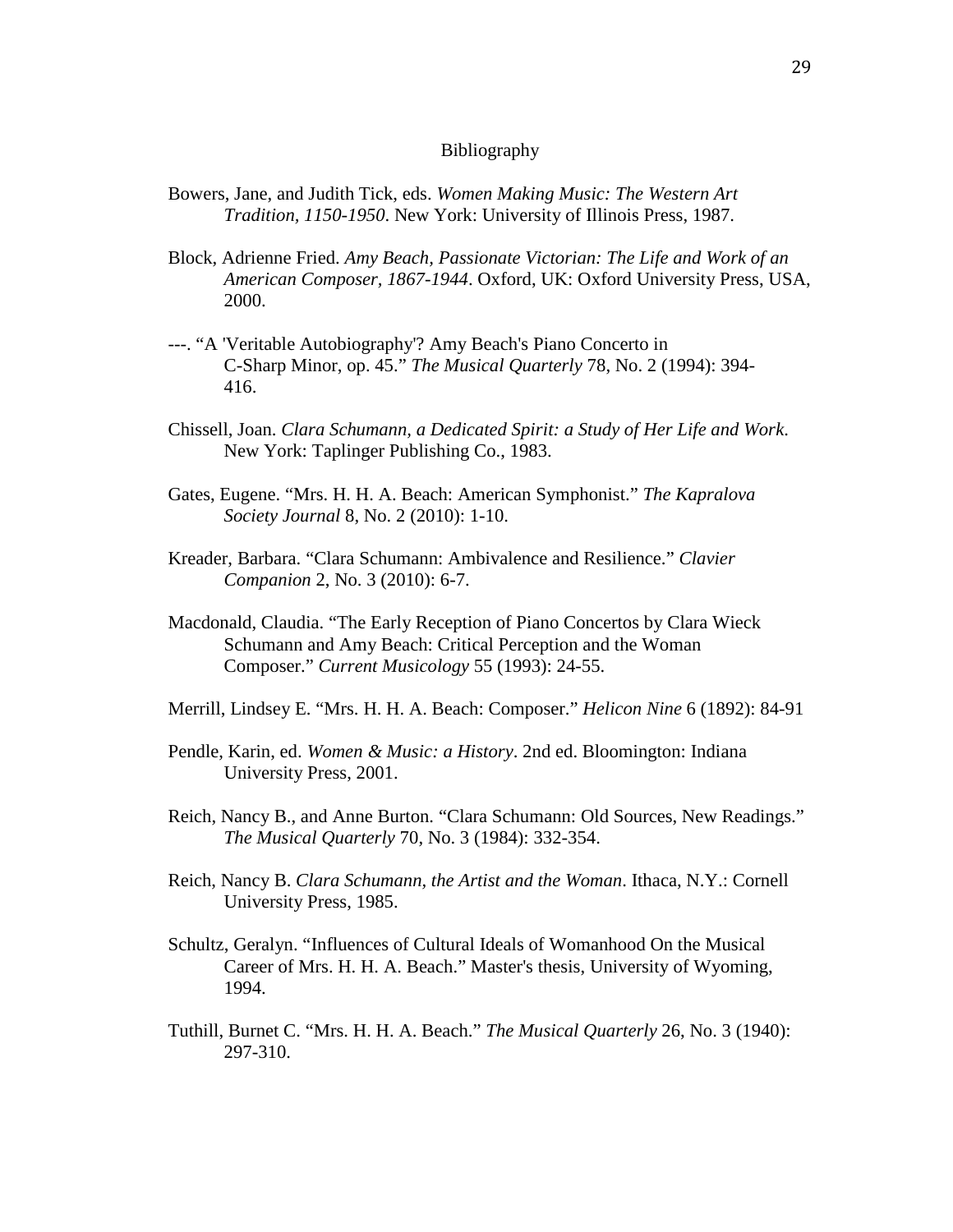# Bibliography

Bowers, Jane, and Judith Tick, eds. *Women Making Music: The Western Art Tradition, 1150-1950*. New York: University of Illinois Press, 1987.

Block, Adrienne Fried. *Amy Beach, Passionate Victorian: The Life and Work of an American Composer, 1867-1944*. Oxford, UK: Oxford University Press, USA, 2000.

---. "A 'Veritable Autobiography'? Amy Beach's Piano Concerto in C-Sharp Minor, op. 45." *The Musical Quarterly* 78, No. 2 (1994): 394-416.

Chissell, Joan. *Clara Schumann, a Dedicated Spirit: a Study of Her Life and Work*. New York: Taplinger Publishing Co., 1983.

Gates, Eugene. "Mrs. H. H. A. Beach: American Symphonist." *The Kapralova Society Journal* 8, No. 2 (2010): 1-10.

Kreader, Barbara. "Clara Schumann: Ambivalence and Resilience." *Clavier Companion* 2, No. 3 (2010): 6-7.

Macdonald, Claudia. "The Early Reception of Piano Concertos by Clara Wieck Schumann and Amy Beach: Critical Perception and the Woman Composer." *Current Musicology* 55 (1993): 24-55.

Merrill, Lindsey E. "Mrs. H. H. A. Beach: Composer." *Helicon Nine* 6 (1892): 84-91

Pendle, Karin, ed. *Women & Music: a History*. 2nd ed. Bloomington: Indiana University Press, 2001.

Reich, Nancy B., and Anne Burton. "Clara Schumann: Old Sources, New Readings." *The Musical Quarterly* 70, No. 3 (1984): 332-354.

Reich, Nancy B. *Clara Schumann, the Artist and the Woman*. Ithaca, N.Y.: Cornell University Press, 1985.

Schultz, Geralyn. "Influences of Cultural Ideals of Womanhood On the Musical Career of Mrs. H. H. A. Beach." Master's thesis, University of Wyoming, 1994.

Tuthill, Burnet C. "Mrs. H. H. A. Beach." *The Musical Quarterly* 26, No. 3 (1940): 297-310.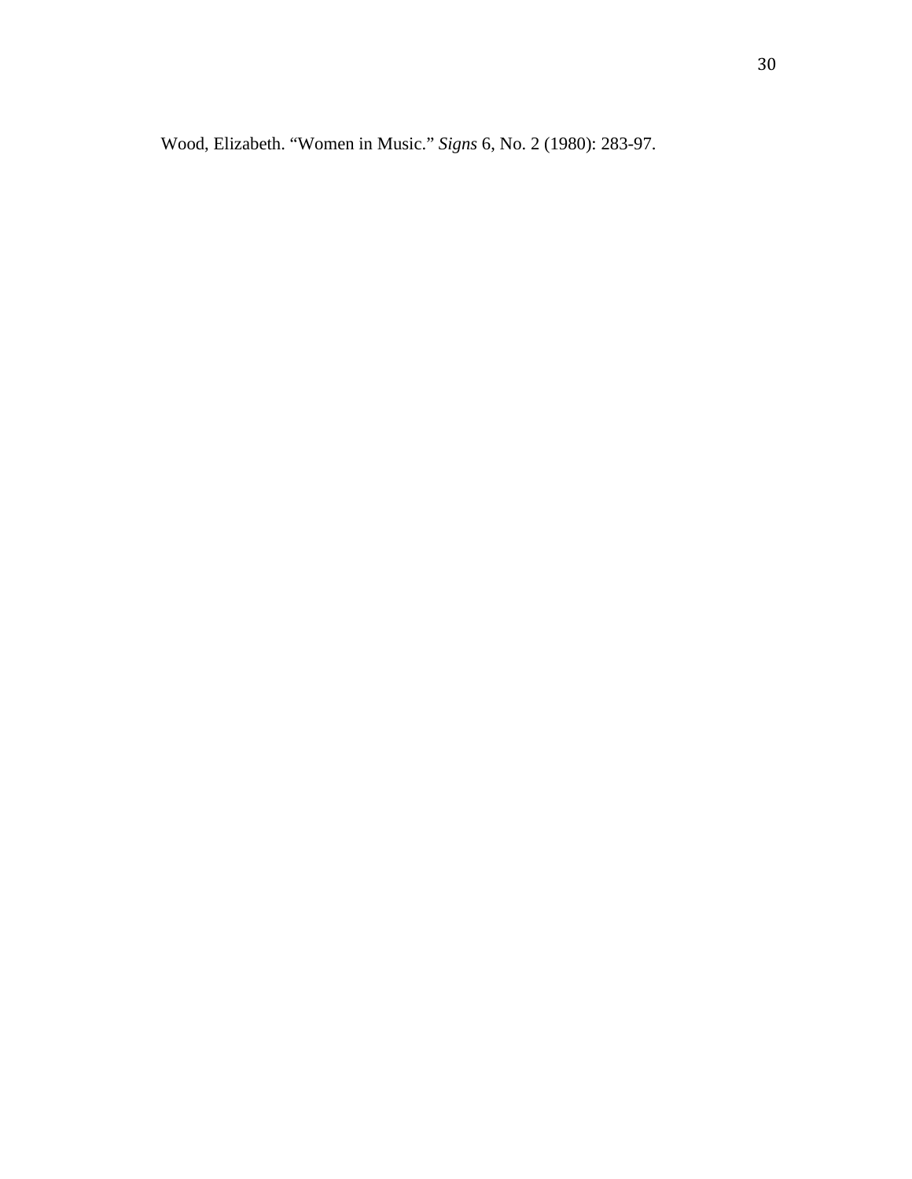Wood, Elizabeth. "Women in Music." *Signs* 6, No. 2 (1980): 283-97.